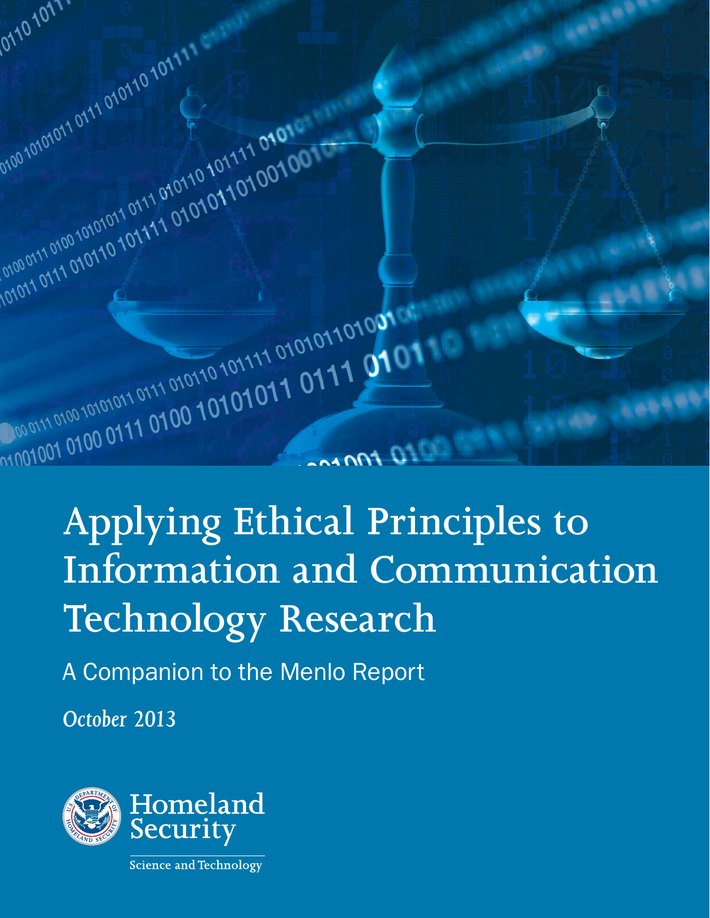# Applying Ethical Principles to Information and Communication Technology Research

A Companion to the Menlo Report

*October 2013*

Homeland Security

Science and Technology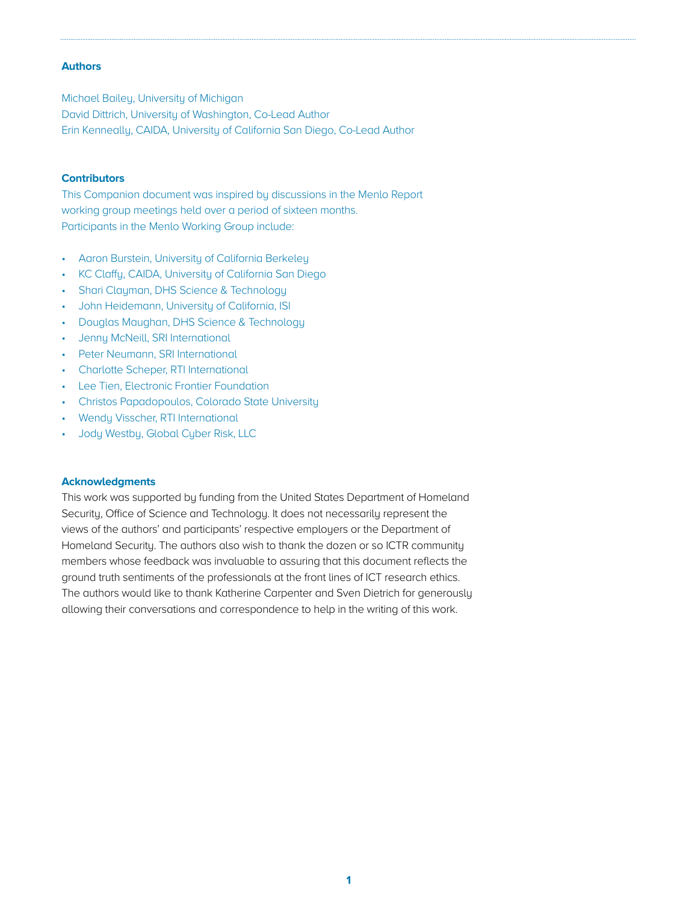## Authors

Michael Bailey, University of Michigan
David Dittrich, University of Washington, Co-Lead Author
Erin Kenneally, CAIDA, University of California San Diego, Co-Lead Author

## Contributors

This Companion document was inspired by discussions in the Menlo Report working group meetings held over a period of sixteen months. Participants in the Menlo Working Group include:

- Aaron Burstein, University of California Berkeley
- KC Claffy, CAIDA, University of California San Diego
- Shari Clayman, DHS Science & Technology
- John Heidemann, University of California, ISI
- Douglas Maughan, DHS Science & Technology
- Jenny McNeill, SRI International
- Peter Neumann, SRI International
- Charlotte Scheper, RTI International
- Lee Tien, Electronic Frontier Foundation
- Christos Papadopoulos, Colorado State University
- Wendy Visscher, RTI International
- Jody Westby, Global Cyber Risk, LLC

## Acknowledgments

This work was supported by funding from the United States Department of Homeland Security, Office of Science and Technology. It does not necessarily represent the views of the authors' and participants' respective employers or the Department of Homeland Security. The authors also wish to thank the dozen or so ICTR community members whose feedback was invaluable to assuring that this document reflects the ground truth sentiments of the professionals at the front lines of ICT research ethics. The authors would like to thank Katherine Carpenter and Sven Dietrich for generously allowing their conversations and correspondence to help in the writing of this work.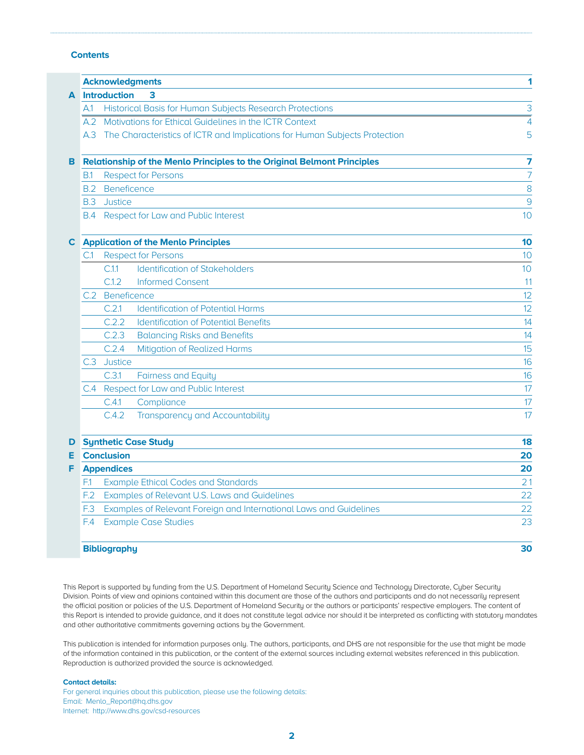## Contents

| | | | |
|---|---|---|---|
| | **Acknowledgments** | | **1** |
| **A** | **Introduction** | | **3** |
| | A.1 | Historical Basis for Human Subjects Research Protections | 3 |
| | A.2 | Motivations for Ethical Guidelines in the ICTR Context | 4 |
| | A.3 | The Characteristics of ICTR and Implications for Human Subjects Protection | 5 |
| **B** | **Relationship of the Menlo Principles to the Original Belmont Principles** | | **7** |
| | B.1 | Respect for Persons | 7 |
| | B.2 | Beneficence | 8 |
| | B.3 | Justice | 9 |
| | B.4 | Respect for Law and Public Interest | 10 |
| **C** | **Application of the Menlo Principles** | | **10** |
| | C.1 | Respect for Persons | 10 |
| | C.1.1 | Identification of Stakeholders | 10 |
| | C.1.2 | Informed Consent | 11 |
| | C.2 | Beneficence | 12 |
| | C.2.1 | Identification of Potential Harms | 12 |
| | C.2.2 | Identification of Potential Benefits | 14 |
| | C.2.3 | Balancing Risks and Benefits | 14 |
| | C.2.4 | Mitigation of Realized Harms | 15 |
| | C.3 | Justice | 16 |
| | C.3.1 | Fairness and Equity | 16 |
| | C.4 | Respect for Law and Public Interest | 17 |
| | C.4.1 | Compliance | 17 |
| | C.4.2 | Transparency and Accountability | 17 |
| **D** | **Synthetic Case Study** | | **18** |
| **E** | **Conclusion** | | **20** |
| **F** | **Appendices** | | **20** |
| | F.1 | Example Ethical Codes and Standards | 21 |
| | F.2 | Examples of Relevant U.S. Laws and Guidelines | 22 |
| | F.3 | Examples of Relevant Foreign and International Laws and Guidelines | 22 |
| | F.4 | Example Case Studies | 23 |
| | **Bibliography** | | **30** |

This Report is supported by funding from the U.S. Department of Homeland Security Science and Technology Directorate, Cyber Security Division. Points of view and opinions contained within this document are those of the authors and participants and do not necessarily represent the official position or policies of the U.S. Department of Homeland Security or the authors or participants' respective employers. The content of this Report is intended to provide guidance, and it does not constitute legal advice nor should it be interpreted as conflicting with statutory mandates and other authoritative commitments governing actions by the Government.

This publication is intended for information purposes only. The authors, participants, and DHS are not responsible for the use that might be made of the information contained in this publication, or the content of the external sources including external websites referenced in this publication. Reproduction is authorized provided the source is acknowledged.

**Contact details:**
For general inquiries about this publication, please use the following details:
Email: Menlo_Report@hq.dhs.gov
Internet: http://www.dhs.gov/csd-resources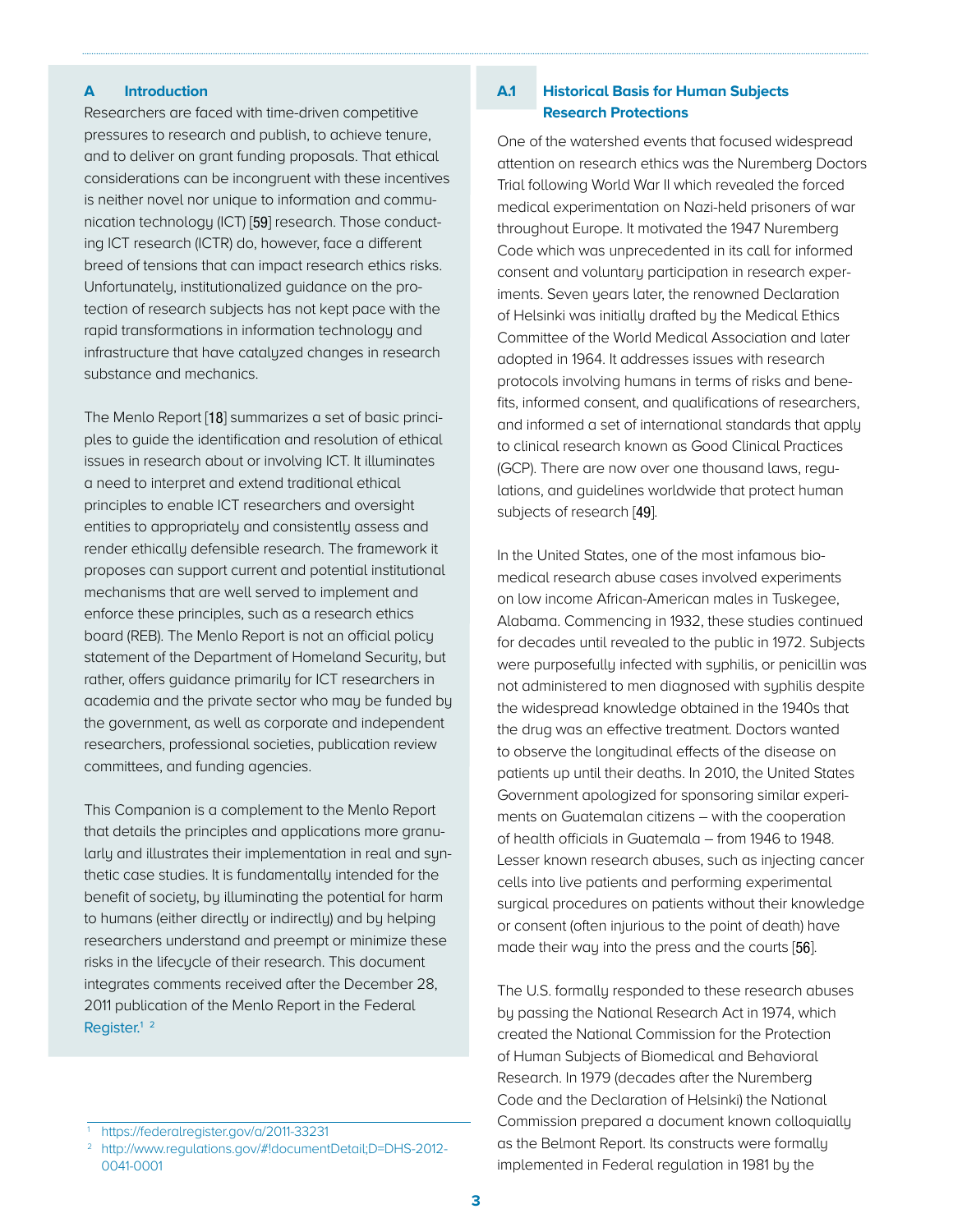## A Introduction

Researchers are faced with time-driven competitive pressures to research and publish, to achieve tenure, and to deliver on grant funding proposals. That ethical considerations can be incongruent with these incentives is neither novel nor unique to information and communication technology (ICT) [59] research. Those conducting ICT research (ICTR) do, however, face a different breed of tensions that can impact research ethics risks. Unfortunately, institutionalized guidance on the protection of research subjects has not kept pace with the rapid transformations in information technology and infrastructure that have catalyzed changes in research substance and mechanics.

The Menlo Report [18] summarizes a set of basic principles to guide the identification and resolution of ethical issues in research about or involving ICT. It illuminates a need to interpret and extend traditional ethical principles to enable ICT researchers and oversight entities to appropriately and consistently assess and render ethically defensible research. The framework it proposes can support current and potential institutional mechanisms that are well served to implement and enforce these principles, such as a research ethics board (REB). The Menlo Report is not an official policy statement of the Department of Homeland Security, but rather, offers guidance primarily for ICT researchers in academia and the private sector who may be funded by the government, as well as corporate and independent researchers, professional societies, publication review committees, and funding agencies.

This Companion is a complement to the Menlo Report that details the principles and applications more granularly and illustrates their implementation in real and synthetic case studies. It is fundamentally intended for the benefit of society, by illuminating the potential for harm to humans (either directly or indirectly) and by helping researchers understand and preempt or minimize these risks in the lifecycle of their research. This document integrates comments received after the December 28, 2011 publication of the Menlo Report in the Federal Register.[1] [2]

[1] https://federalregister.gov/a/2011-33231

[2] http://www.regulations.gov/#!documentDetail;D=DHS-2012-0041-0001

### A.1 Historical Basis for Human Subjects Research Protections

One of the watershed events that focused widespread attention on research ethics was the Nuremberg Doctors Trial following World War II which revealed the forced medical experimentation on Nazi-held prisoners of war throughout Europe. It motivated the 1947 Nuremberg Code which was unprecedented in its call for informed consent and voluntary participation in research experiments. Seven years later, the renowned Declaration of Helsinki was initially drafted by the Medical Ethics Committee of the World Medical Association and later adopted in 1964. It addresses issues with research protocols involving humans in terms of risks and benefits, informed consent, and qualifications of researchers, and informed a set of international standards that apply to clinical research known as Good Clinical Practices (GCP). There are now over one thousand laws, regulations, and guidelines worldwide that protect human subjects of research [49].

In the United States, one of the most infamous biomedical research abuse cases involved experiments on low income African-American males in Tuskegee, Alabama. Commencing in 1932, these studies continued for decades until revealed to the public in 1972. Subjects were purposefully infected with syphilis, or penicillin was not administered to men diagnosed with syphilis despite the widespread knowledge obtained in the 1940s that the drug was an effective treatment. Doctors wanted to observe the longitudinal effects of the disease on patients up until their deaths. In 2010, the United States Government apologized for sponsoring similar experiments on Guatemalan citizens – with the cooperation of health officials in Guatemala – from 1946 to 1948. Lesser known research abuses, such as injecting cancer cells into live patients and performing experimental surgical procedures on patients without their knowledge or consent (often injurious to the point of death) have made their way into the press and the courts [56].

The U.S. formally responded to these research abuses by passing the National Research Act in 1974, which created the National Commission for the Protection of Human Subjects of Biomedical and Behavioral Research. In 1979 (decades after the Nuremberg Code and the Declaration of Helsinki) the National Commission prepared a document known colloquially as the Belmont Report. Its constructs were formally implemented in Federal regulation in 1981 by the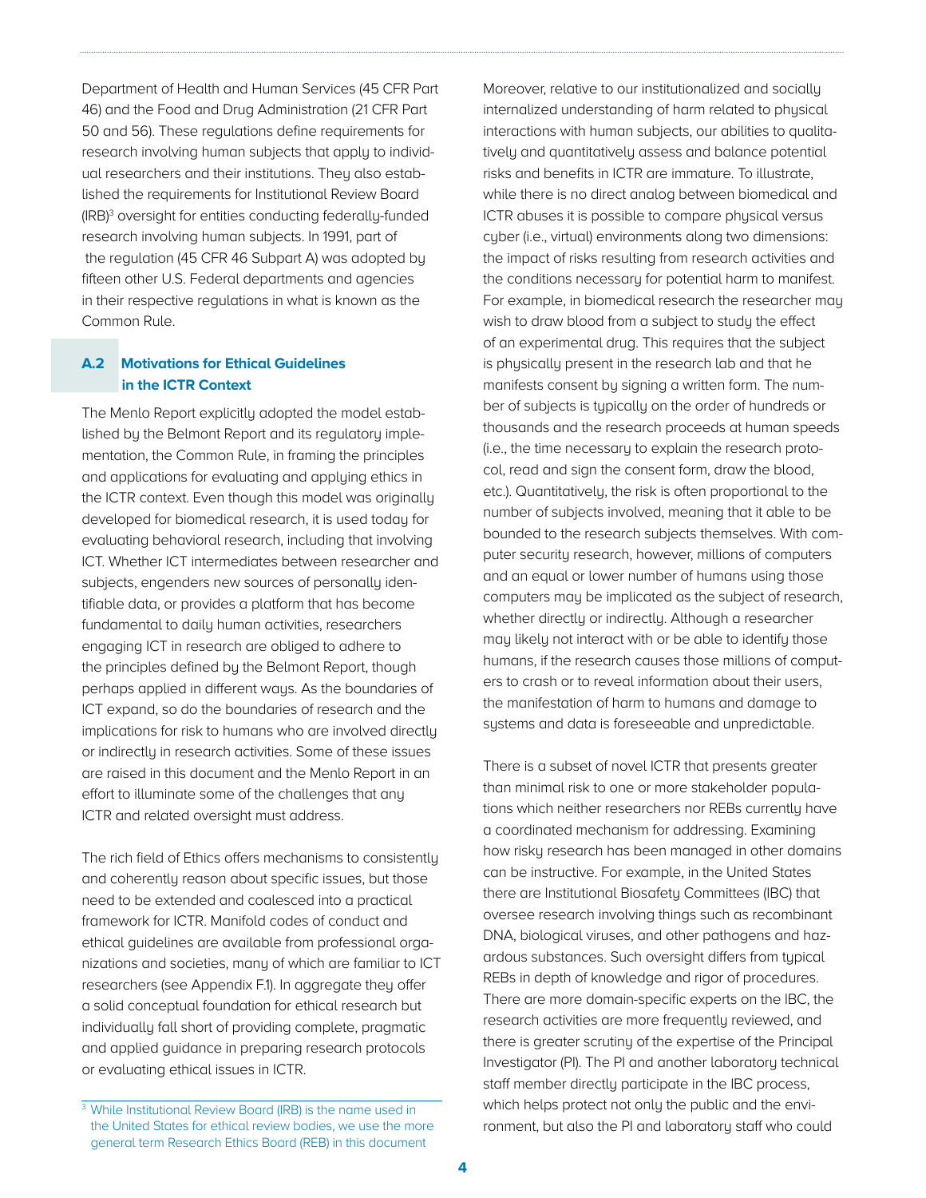Department of Health and Human Services (45 CFR Part 46) and the Food and Drug Administration (21 CFR Part 50 and 56). These regulations define requirements for research involving human subjects that apply to individual researchers and their institutions. They also established the requirements for Institutional Review Board (IRB)[3] oversight for entities conducting federally-funded research involving human subjects. In 1991, part of the regulation (45 CFR 46 Subpart A) was adopted by fifteen other U.S. Federal departments and agencies in their respective regulations in what is known as the Common Rule.

## A.2 Motivations for Ethical Guidelines in the ICTR Context

The Menlo Report explicitly adopted the model established by the Belmont Report and its regulatory implementation, the Common Rule, in framing the principles and applications for evaluating and applying ethics in the ICTR context. Even though this model was originally developed for biomedical research, it is used today for evaluating behavioral research, including that involving ICT. Whether ICT intermediates between researcher and subjects, engenders new sources of personally identifiable data, or provides a platform that has become fundamental to daily human activities, researchers engaging ICT in research are obliged to adhere to the principles defined by the Belmont Report, though perhaps applied in different ways. As the boundaries of ICT expand, so do the boundaries of research and the implications for risk to humans who are involved directly or indirectly in research activities. Some of these issues are raised in this document and the Menlo Report in an effort to illuminate some of the challenges that any ICTR and related oversight must address.

The rich field of Ethics offers mechanisms to consistently and coherently reason about specific issues, but those need to be extended and coalesced into a practical framework for ICTR. Manifold codes of conduct and ethical guidelines are available from professional organizations and societies, many of which are familiar to ICT researchers (see Appendix F.1). In aggregate they offer a solid conceptual foundation for ethical research but individually fall short of providing complete, pragmatic and applied guidance in preparing research protocols or evaluating ethical issues in ICTR.

Moreover, relative to our institutionalized and socially internalized understanding of harm related to physical interactions with human subjects, our abilities to qualitatively and quantitatively assess and balance potential risks and benefits in ICTR are immature. To illustrate, while there is no direct analog between biomedical and ICTR abuses it is possible to compare physical versus cyber (i.e., virtual) environments along two dimensions: the impact of risks resulting from research activities and the conditions necessary for potential harm to manifest. For example, in biomedical research the researcher may wish to draw blood from a subject to study the effect of an experimental drug. This requires that the subject is physically present in the research lab and that he manifests consent by signing a written form. The number of subjects is typically on the order of hundreds or thousands and the research proceeds at human speeds (i.e., the time necessary to explain the research protocol, read and sign the consent form, draw the blood, etc.). Quantitatively, the risk is often proportional to the number of subjects involved, meaning that it able to be bounded to the research subjects themselves. With computer security research, however, millions of computers and an equal or lower number of humans using those computers may be implicated as the subject of research, whether directly or indirectly. Although a researcher may likely not interact with or be able to identify those humans, if the research causes those millions of computers to crash or to reveal information about their users, the manifestation of harm to humans and damage to systems and data is foreseeable and unpredictable.

There is a subset of novel ICTR that presents greater than minimal risk to one or more stakeholder populations which neither researchers nor REBs currently have a coordinated mechanism for addressing. Examining how risky research has been managed in other domains can be instructive. For example, in the United States there are Institutional Biosafety Committees (IBC) that oversee research involving things such as recombinant DNA, biological viruses, and other pathogens and hazardous substances. Such oversight differs from typical REBs in depth of knowledge and rigor of procedures. There are more domain-specific experts on the IBC, the research activities are more frequently reviewed, and there is greater scrutiny of the expertise of the Principal Investigator (PI). The PI and another laboratory technical staff member directly participate in the IBC process, which helps protect not only the public and the environment, but also the PI and laboratory staff who could

[3] While Institutional Review Board (IRB) is the name used in the United States for ethical review bodies, we use the more general term Research Ethics Board (REB) in this document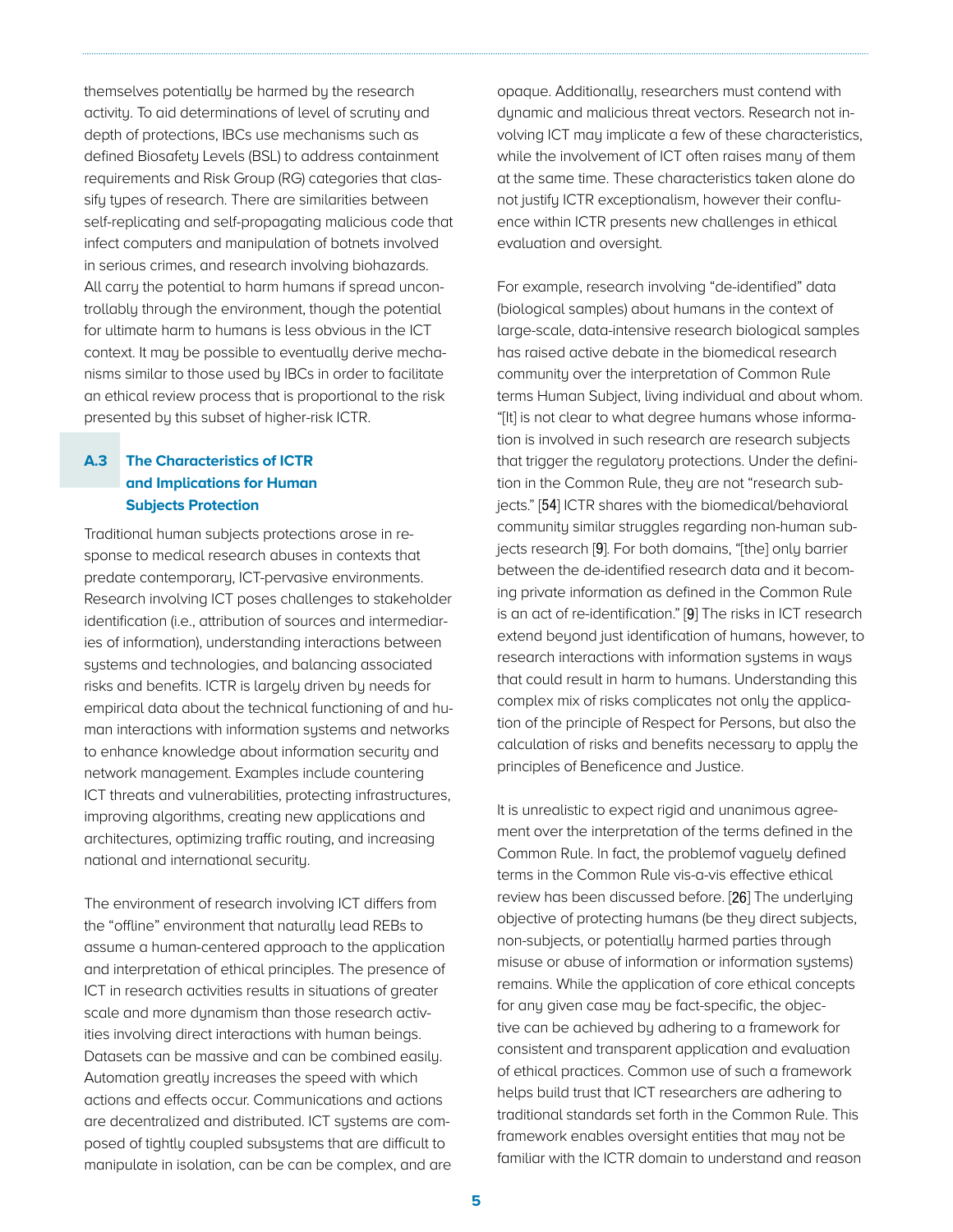themselves potentially be harmed by the research activity. To aid determinations of level of scrutiny and depth of protections, IBCs use mechanisms such as defined Biosafety Levels (BSL) to address containment requirements and Risk Group (RG) categories that classify types of research. There are similarities between self-replicating and self-propagating malicious code that infect computers and manipulation of botnets involved in serious crimes, and research involving biohazards. All carry the potential to harm humans if spread uncontrollably through the environment, though the potential for ultimate harm to humans is less obvious in the ICT context. It may be possible to eventually derive mechanisms similar to those used by IBCs in order to facilitate an ethical review process that is proportional to the risk presented by this subset of higher-risk ICTR.

### A.3 The Characteristics of ICTR and Implications for Human Subjects Protection

Traditional human subjects protections arose in response to medical research abuses in contexts that predate contemporary, ICT-pervasive environments. Research involving ICT poses challenges to stakeholder identification (i.e., attribution of sources and intermediaries of information), understanding interactions between systems and technologies, and balancing associated risks and benefits. ICTR is largely driven by needs for empirical data about the technical functioning of and human interactions with information systems and networks to enhance knowledge about information security and network management. Examples include countering ICT threats and vulnerabilities, protecting infrastructures, improving algorithms, creating new applications and architectures, optimizing traffic routing, and increasing national and international security.

The environment of research involving ICT differs from the "offline" environment that naturally lead REBs to assume a human-centered approach to the application and interpretation of ethical principles. The presence of ICT in research activities results in situations of greater scale and more dynamism than those research activities involving direct interactions with human beings. Datasets can be massive and can be combined easily. Automation greatly increases the speed with which actions and effects occur. Communications and actions are decentralized and distributed. ICT systems are composed of tightly coupled subsystems that are difficult to manipulate in isolation, can be can be complex, and are opaque. Additionally, researchers must contend with dynamic and malicious threat vectors. Research not involving ICT may implicate a few of these characteristics, while the involvement of ICT often raises many of them at the same time. These characteristics taken alone do not justify ICTR exceptionalism, however their confluence within ICTR presents new challenges in ethical evaluation and oversight.

For example, research involving "de-identified" data (biological samples) about humans in the context of large-scale, data-intensive research biological samples has raised active debate in the biomedical research community over the interpretation of Common Rule terms Human Subject, living individual and about whom. "[It] is not clear to what degree humans whose information is involved in such research are research subjects that trigger the regulatory protections. Under the definition in the Common Rule, they are not "research subjects." [54] ICTR shares with the biomedical/behavioral community similar struggles regarding non-human subjects research [9]. For both domains, "[the] only barrier between the de-identified research data and it becoming private information as defined in the Common Rule is an act of re-identification." [9] The risks in ICT research extend beyond just identification of humans, however, to research interactions with information systems in ways that could result in harm to humans. Understanding this complex mix of risks complicates not only the application of the principle of Respect for Persons, but also the calculation of risks and benefits necessary to apply the principles of Beneficence and Justice.

It is unrealistic to expect rigid and unanimous agreement over the interpretation of the terms defined in the Common Rule. In fact, the problemof vaguely defined terms in the Common Rule vis-a-vis effective ethical review has been discussed before. [26] The underlying objective of protecting humans (be they direct subjects, non-subjects, or potentially harmed parties through misuse or abuse of information or information systems) remains. While the application of core ethical concepts for any given case may be fact-specific, the objective can be achieved by adhering to a framework for consistent and transparent application and evaluation of ethical practices. Common use of such a framework helps build trust that ICT researchers are adhering to traditional standards set forth in the Common Rule. This framework enables oversight entities that may not be familiar with the ICTR domain to understand and reason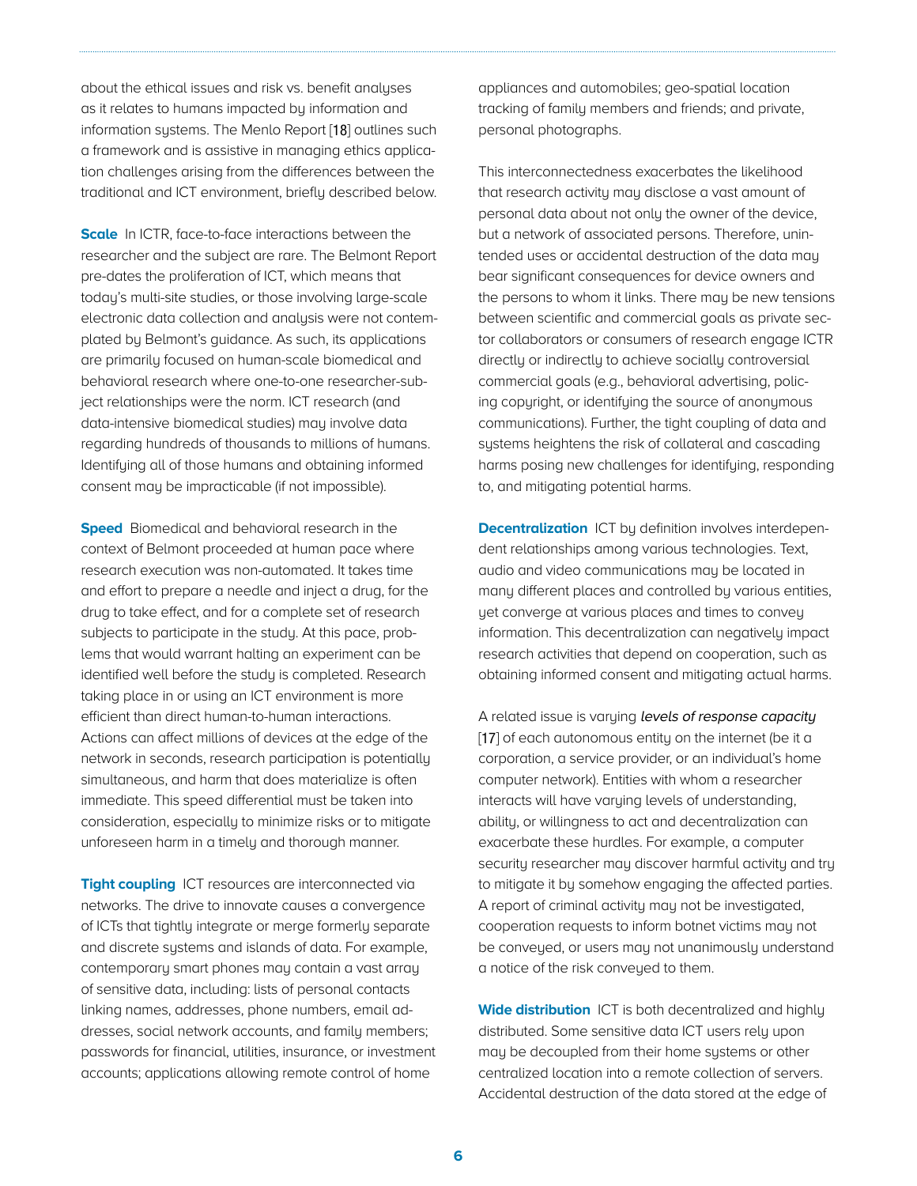about the ethical issues and risk vs. benefit analyses as it relates to humans impacted by information and information systems. The Menlo Report [18] outlines such a framework and is assistive in managing ethics application challenges arising from the differences between the traditional and ICT environment, briefly described below.

**Scale** In ICTR, face-to-face interactions between the researcher and the subject are rare. The Belmont Report pre-dates the proliferation of ICT, which means that today's multi-site studies, or those involving large-scale electronic data collection and analysis were not contemplated by Belmont's guidance. As such, its applications are primarily focused on human-scale biomedical and behavioral research where one-to-one researcher-subject relationships were the norm. ICT research (and data-intensive biomedical studies) may involve data regarding hundreds of thousands to millions of humans. Identifying all of those humans and obtaining informed consent may be impracticable (if not impossible).

**Speed** Biomedical and behavioral research in the context of Belmont proceeded at human pace where research execution was non-automated. It takes time and effort to prepare a needle and inject a drug, for the drug to take effect, and for a complete set of research subjects to participate in the study. At this pace, problems that would warrant halting an experiment can be identified well before the study is completed. Research taking place in or using an ICT environment is more efficient than direct human-to-human interactions. Actions can affect millions of devices at the edge of the network in seconds, research participation is potentially simultaneous, and harm that does materialize is often immediate. This speed differential must be taken into consideration, especially to minimize risks or to mitigate unforeseen harm in a timely and thorough manner.

**Tight coupling** ICT resources are interconnected via networks. The drive to innovate causes a convergence of ICTs that tightly integrate or merge formerly separate and discrete systems and islands of data. For example, contemporary smart phones may contain a vast array of sensitive data, including: lists of personal contacts linking names, addresses, phone numbers, email addresses, social network accounts, and family members; passwords for financial, utilities, insurance, or investment accounts; applications allowing remote control of home appliances and automobiles; geo-spatial location tracking of family members and friends; and private, personal photographs.

This interconnectedness exacerbates the likelihood that research activity may disclose a vast amount of personal data about not only the owner of the device, but a network of associated persons. Therefore, unintended uses or accidental destruction of the data may bear significant consequences for device owners and the persons to whom it links. There may be new tensions between scientific and commercial goals as private sector collaborators or consumers of research engage ICTR directly or indirectly to achieve socially controversial commercial goals (e.g., behavioral advertising, policing copyright, or identifying the source of anonymous communications). Further, the tight coupling of data and systems heightens the risk of collateral and cascading harms posing new challenges for identifying, responding to, and mitigating potential harms.

**Decentralization** ICT by definition involves interdependent relationships among various technologies. Text, audio and video communications may be located in many different places and controlled by various entities, yet converge at various places and times to convey information. This decentralization can negatively impact research activities that depend on cooperation, such as obtaining informed consent and mitigating actual harms.

A related issue is varying *levels of response capacity* [17] of each autonomous entity on the internet (be it a corporation, a service provider, or an individual's home computer network). Entities with whom a researcher interacts will have varying levels of understanding, ability, or willingness to act and decentralization can exacerbate these hurdles. For example, a computer security researcher may discover harmful activity and try to mitigate it by somehow engaging the affected parties. A report of criminal activity may not be investigated, cooperation requests to inform botnet victims may not be conveyed, or users may not unanimously understand a notice of the risk conveyed to them.

**Wide distribution** ICT is both decentralized and highly distributed. Some sensitive data ICT users rely upon may be decoupled from their home systems or other centralized location into a remote collection of servers. Accidental destruction of the data stored at the edge of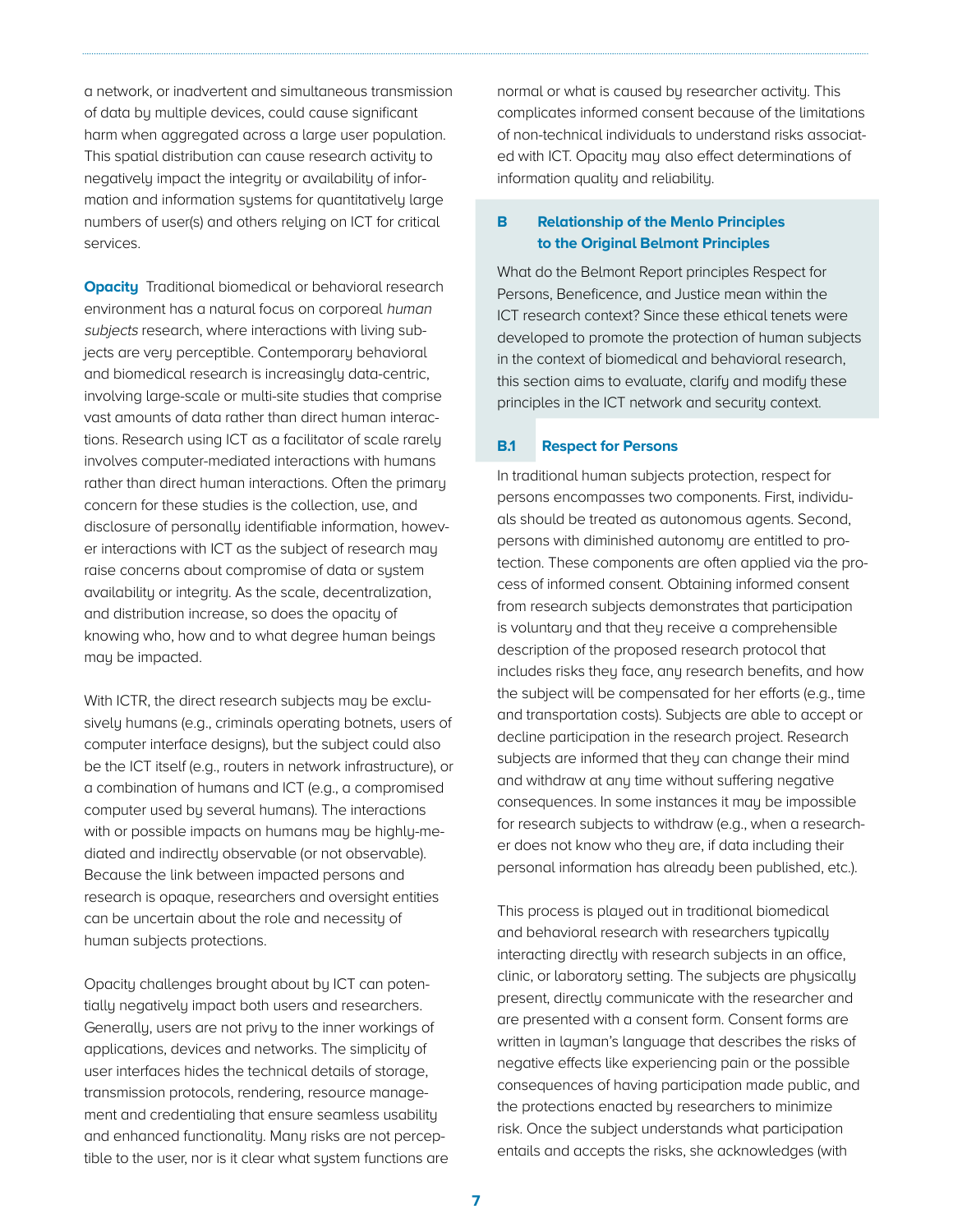a network, or inadvertent and simultaneous transmission of data by multiple devices, could cause significant harm when aggregated across a large user population. This spatial distribution can cause research activity to negatively impact the integrity or availability of information and information systems for quantitatively large numbers of user(s) and others relying on ICT for critical services.

**Opacity** Traditional biomedical or behavioral research environment has a natural focus on corporeal *human subjects* research, where interactions with living subjects are very perceptible. Contemporary behavioral and biomedical research is increasingly data-centric, involving large-scale or multi-site studies that comprise vast amounts of data rather than direct human interactions. Research using ICT as a facilitator of scale rarely involves computer-mediated interactions with humans rather than direct human interactions. Often the primary concern for these studies is the collection, use, and disclosure of personally identifiable information, however interactions with ICT as the subject of research may raise concerns about compromise of data or system availability or integrity. As the scale, decentralization, and distribution increase, so does the opacity of knowing who, how and to what degree human beings may be impacted.

With ICTR, the direct research subjects may be exclusively humans (e.g., criminals operating botnets, users of computer interface designs), but the subject could also be the ICT itself (e.g., routers in network infrastructure), or a combination of humans and ICT (e.g., a compromised computer used by several humans). The interactions with or possible impacts on humans may be highly-mediated and indirectly observable (or not observable). Because the link between impacted persons and research is opaque, researchers and oversight entities can be uncertain about the role and necessity of human subjects protections.

Opacity challenges brought about by ICT can potentially negatively impact both users and researchers. Generally, users are not privy to the inner workings of applications, devices and networks. The simplicity of user interfaces hides the technical details of storage, transmission protocols, rendering, resource management and credentialing that ensure seamless usability and enhanced functionality. Many risks are not perceptible to the user, nor is it clear what system functions are normal or what is caused by researcher activity. This complicates informed consent because of the limitations of non-technical individuals to understand risks associated with ICT. Opacity may also effect determinations of information quality and reliability.

## B Relationship of the Menlo Principles to the Original Belmont Principles

What do the Belmont Report principles Respect for Persons, Beneficence, and Justice mean within the ICT research context? Since these ethical tenets were developed to promote the protection of human subjects in the context of biomedical and behavioral research, this section aims to evaluate, clarify and modify these principles in the ICT network and security context.

### B.1 Respect for Persons

In traditional human subjects protection, respect for persons encompasses two components. First, individuals should be treated as autonomous agents. Second, persons with diminished autonomy are entitled to protection. These components are often applied via the process of informed consent. Obtaining informed consent from research subjects demonstrates that participation is voluntary and that they receive a comprehensible description of the proposed research protocol that includes risks they face, any research benefits, and how the subject will be compensated for her efforts (e.g., time and transportation costs). Subjects are able to accept or decline participation in the research project. Research subjects are informed that they can change their mind and withdraw at any time without suffering negative consequences. In some instances it may be impossible for research subjects to withdraw (e.g., when a researcher does not know who they are, if data including their personal information has already been published, etc.).

This process is played out in traditional biomedical and behavioral research with researchers typically interacting directly with research subjects in an office, clinic, or laboratory setting. The subjects are physically present, directly communicate with the researcher and are presented with a consent form. Consent forms are written in layman's language that describes the risks of negative effects like experiencing pain or the possible consequences of having participation made public, and the protections enacted by researchers to minimize risk. Once the subject understands what participation entails and accepts the risks, she acknowledges (with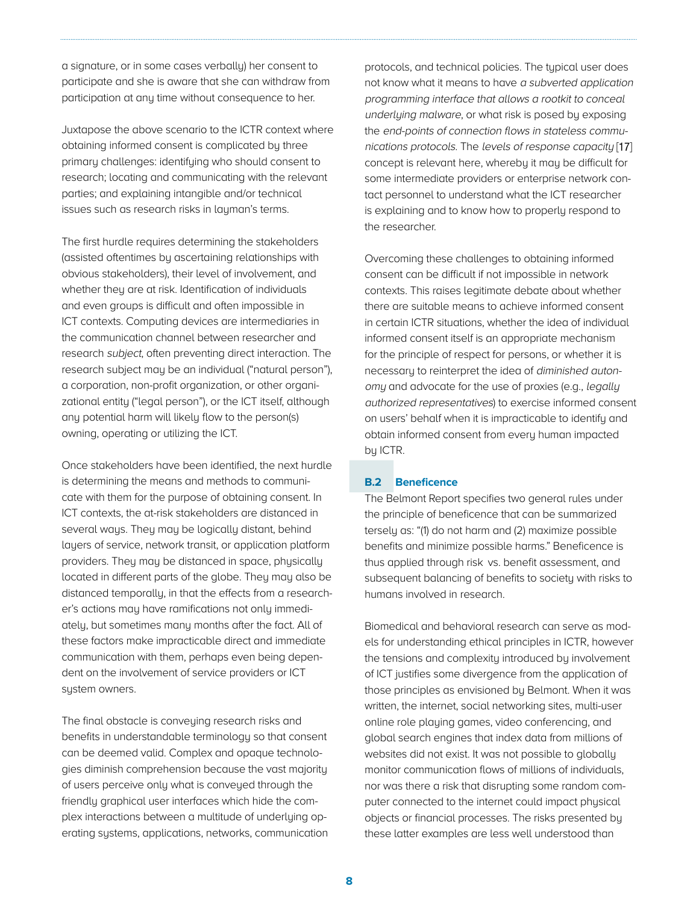a signature, or in some cases verbally) her consent to participate and she is aware that she can withdraw from participation at any time without consequence to her.

Juxtapose the above scenario to the ICTR context where obtaining informed consent is complicated by three primary challenges: identifying who should consent to research; locating and communicating with the relevant parties; and explaining intangible and/or technical issues such as research risks in layman's terms.

The first hurdle requires determining the stakeholders (assisted oftentimes by ascertaining relationships with obvious stakeholders), their level of involvement, and whether they are at risk. Identification of individuals and even groups is difficult and often impossible in ICT contexts. Computing devices are intermediaries in the communication channel between researcher and research *subject*, often preventing direct interaction. The research subject may be an individual ("natural person"), a corporation, non-profit organization, or other organizational entity ("legal person"), or the ICT itself, although any potential harm will likely flow to the person(s) owning, operating or utilizing the ICT.

Once stakeholders have been identified, the next hurdle is determining the means and methods to communicate with them for the purpose of obtaining consent. In ICT contexts, the at-risk stakeholders are distanced in several ways. They may be logically distant, behind layers of service, network transit, or application platform providers. They may be distanced in space, physically located in different parts of the globe. They may also be distanced temporally, in that the effects from a researcher's actions may have ramifications not only immediately, but sometimes many months after the fact. All of these factors make impracticable direct and immediate communication with them, perhaps even being dependent on the involvement of service providers or ICT system owners.

The final obstacle is conveying research risks and benefits in understandable terminology so that consent can be deemed valid. Complex and opaque technologies diminish comprehension because the vast majority of users perceive only what is conveyed through the friendly graphical user interfaces which hide the complex interactions between a multitude of underlying operating systems, applications, networks, communication protocols, and technical policies. The typical user does not know what it means to have *a subverted application programming interface that allows a rootkit to conceal underlying malware*, or what risk is posed by exposing the *end-points of connection flows in stateless communications protocols*. The *levels of response capacity* [17] concept is relevant here, whereby it may be difficult for some intermediate providers or enterprise network contact personnel to understand what the ICT researcher is explaining and to know how to properly respond to the researcher.

Overcoming these challenges to obtaining informed consent can be difficult if not impossible in network contexts. This raises legitimate debate about whether there are suitable means to achieve informed consent in certain ICTR situations, whether the idea of individual informed consent itself is an appropriate mechanism for the principle of respect for persons, or whether it is necessary to reinterpret the idea of *diminished autonomy* and advocate for the use of proxies (e.g., *legally authorized representatives*) to exercise informed consent on users' behalf when it is impracticable to identify and obtain informed consent from every human impacted by ICTR.

### B.2 Beneficence

The Belmont Report specifies two general rules under the principle of beneficence that can be summarized tersely as: "(1) do not harm and (2) maximize possible benefits and minimize possible harms." Beneficence is thus applied through risk vs. benefit assessment, and subsequent balancing of benefits to society with risks to humans involved in research.

Biomedical and behavioral research can serve as models for understanding ethical principles in ICTR, however the tensions and complexity introduced by involvement of ICT justifies some divergence from the application of those principles as envisioned by Belmont. When it was written, the internet, social networking sites, multi-user online role playing games, video conferencing, and global search engines that index data from millions of websites did not exist. It was not possible to globally monitor communication flows of millions of individuals, nor was there a risk that disrupting some random computer connected to the internet could impact physical objects or financial processes. The risks presented by these latter examples are less well understood than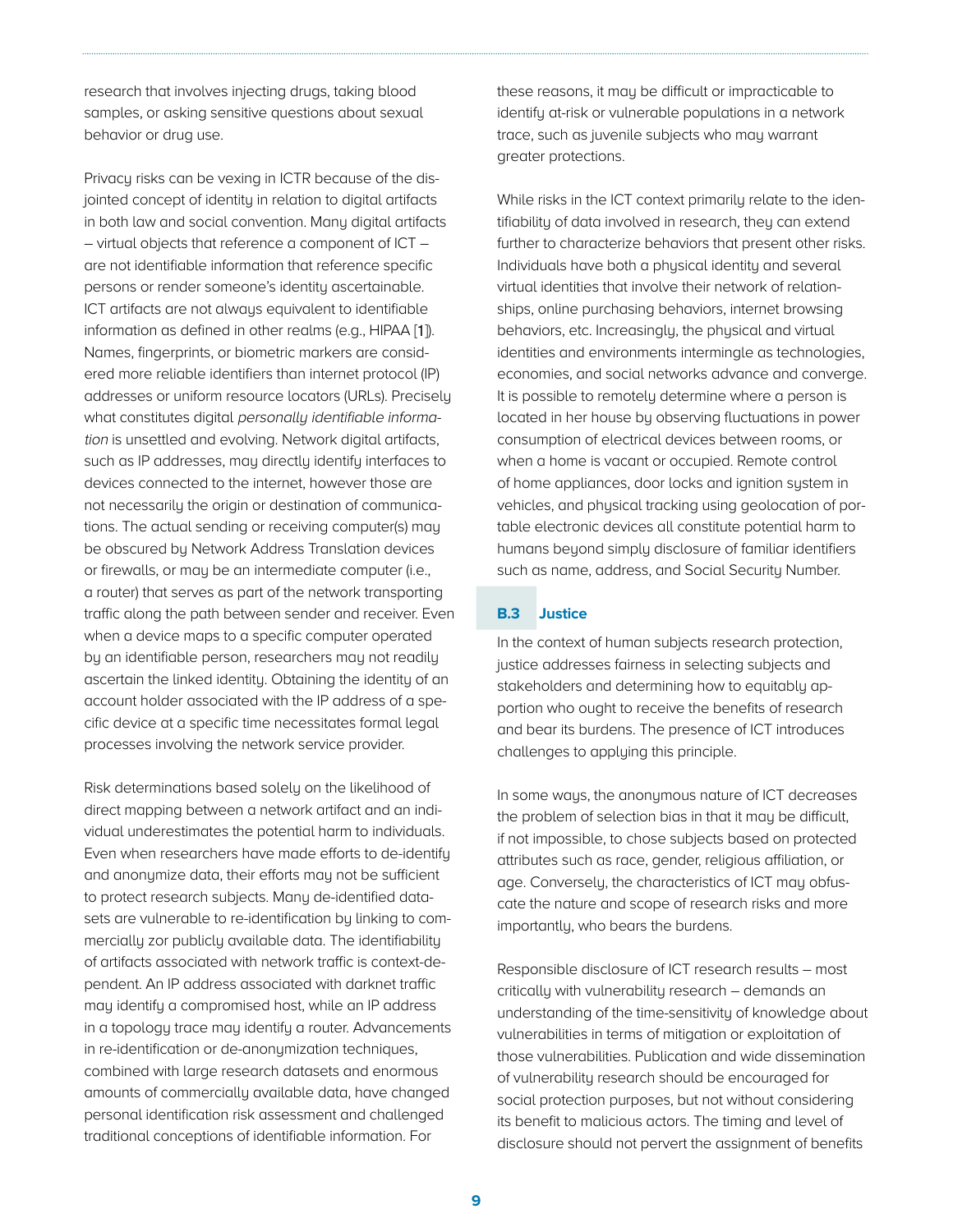research that involves injecting drugs, taking blood samples, or asking sensitive questions about sexual behavior or drug use.

Privacy risks can be vexing in ICTR because of the disjointed concept of identity in relation to digital artifacts in both law and social convention. Many digital artifacts – virtual objects that reference a component of ICT – are not identifiable information that reference specific persons or render someone's identity ascertainable. ICT artifacts are not always equivalent to identifiable information as defined in other realms (e.g., HIPAA [1]). Names, fingerprints, or biometric markers are considered more reliable identifiers than internet protocol (IP) addresses or uniform resource locators (URLs). Precisely what constitutes digital *personally identifiable information* is unsettled and evolving. Network digital artifacts, such as IP addresses, may directly identify interfaces to devices connected to the internet, however those are not necessarily the origin or destination of communications. The actual sending or receiving computer(s) may be obscured by Network Address Translation devices or firewalls, or may be an intermediate computer (i.e., a router) that serves as part of the network transporting traffic along the path between sender and receiver. Even when a device maps to a specific computer operated by an identifiable person, researchers may not readily ascertain the linked identity. Obtaining the identity of an account holder associated with the IP address of a specific device at a specific time necessitates formal legal processes involving the network service provider.

Risk determinations based solely on the likelihood of direct mapping between a network artifact and an individual underestimates the potential harm to individuals. Even when researchers have made efforts to de-identify and anonymize data, their efforts may not be sufficient to protect research subjects. Many de-identified datasets are vulnerable to re-identification by linking to commercially zor publicly available data. The identifiability of artifacts associated with network traffic is context-dependent. An IP address associated with darknet traffic may identify a compromised host, while an IP address in a topology trace may identify a router. Advancements in re-identification or de-anonymization techniques, combined with large research datasets and enormous amounts of commercially available data, have changed personal identification risk assessment and challenged traditional conceptions of identifiable information. For these reasons, it may be difficult or impracticable to identify at-risk or vulnerable populations in a network trace, such as juvenile subjects who may warrant greater protections.

While risks in the ICT context primarily relate to the identifiability of data involved in research, they can extend further to characterize behaviors that present other risks. Individuals have both a physical identity and several virtual identities that involve their network of relationships, online purchasing behaviors, internet browsing behaviors, etc. Increasingly, the physical and virtual identities and environments intermingle as technologies, economies, and social networks advance and converge. It is possible to remotely determine where a person is located in her house by observing fluctuations in power consumption of electrical devices between rooms, or when a home is vacant or occupied. Remote control of home appliances, door locks and ignition system in vehicles, and physical tracking using geolocation of portable electronic devices all constitute potential harm to humans beyond simply disclosure of familiar identifiers such as name, address, and Social Security Number.

### B.3 Justice

In the context of human subjects research protection, justice addresses fairness in selecting subjects and stakeholders and determining how to equitably apportion who ought to receive the benefits of research and bear its burdens. The presence of ICT introduces challenges to applying this principle.

In some ways, the anonymous nature of ICT decreases the problem of selection bias in that it may be difficult, if not impossible, to chose subjects based on protected attributes such as race, gender, religious affiliation, or age. Conversely, the characteristics of ICT may obfuscate the nature and scope of research risks and more importantly, who bears the burdens.

Responsible disclosure of ICT research results – most critically with vulnerability research – demands an understanding of the time-sensitivity of knowledge about vulnerabilities in terms of mitigation or exploitation of those vulnerabilities. Publication and wide dissemination of vulnerability research should be encouraged for social protection purposes, but not without considering its benefit to malicious actors. The timing and level of disclosure should not pervert the assignment of benefits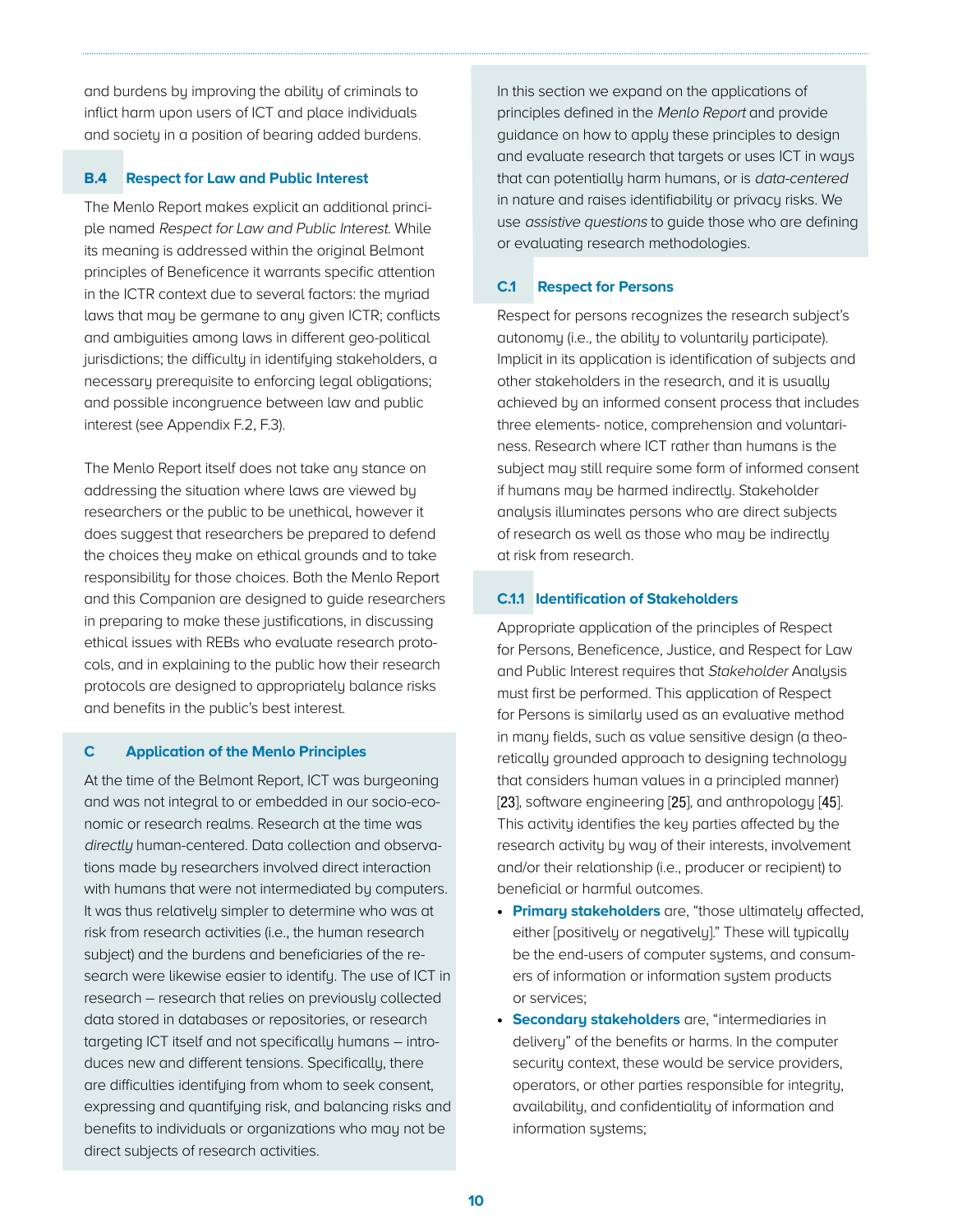and burdens by improving the ability of criminals to inflict harm upon users of ICT and place individuals and society in a position of bearing added burdens.

### B.4 Respect for Law and Public Interest

The Menlo Report makes explicit an additional principle named *Respect for Law and Public Interest.* While its meaning is addressed within the original Belmont principles of Beneficence it warrants specific attention in the ICTR context due to several factors: the myriad laws that may be germane to any given ICTR; conflicts and ambiguities among laws in different geo-political jurisdictions; the difficulty in identifying stakeholders, a necessary prerequisite to enforcing legal obligations; and possible incongruence between law and public interest (see Appendix F.2, F.3).

The Menlo Report itself does not take any stance on addressing the situation where laws are viewed by researchers or the public to be unethical, however it does suggest that researchers be prepared to defend the choices they make on ethical grounds and to take responsibility for those choices. Both the Menlo Report and this Companion are designed to guide researchers in preparing to make these justifications, in discussing ethical issues with REBs who evaluate research protocols, and in explaining to the public how their research protocols are designed to appropriately balance risks and benefits in the public's best interest.

## C Application of the Menlo Principles

At the time of the Belmont Report, ICT was burgeoning and was not integral to or embedded in our socio-economic or research realms. Research at the time was *directly* human-centered. Data collection and observations made by researchers involved direct interaction with humans that were not intermediated by computers. It was thus relatively simpler to determine who was at risk from research activities (i.e., the human research subject) and the burdens and beneficiaries of the research were likewise easier to identify. The use of ICT in research – research that relies on previously collected data stored in databases or repositories, or research targeting ICT itself and not specifically humans – introduces new and different tensions. Specifically, there are difficulties identifying from whom to seek consent, expressing and quantifying risk, and balancing risks and benefits to individuals or organizations who may not be direct subjects of research activities.

In this section we expand on the applications of principles defined in the *Menlo Report* and provide guidance on how to apply these principles to design and evaluate research that targets or uses ICT in ways that can potentially harm humans, or is *data-centered* in nature and raises identifiability or privacy risks. We use *assistive questions* to guide those who are defining or evaluating research methodologies.

### C.1 Respect for Persons

Respect for persons recognizes the research subject's autonomy (i.e., the ability to voluntarily participate). Implicit in its application is identification of subjects and other stakeholders in the research, and it is usually achieved by an informed consent process that includes three elements- notice, comprehension and voluntariness. Research where ICT rather than humans is the subject may still require some form of informed consent if humans may be harmed indirectly. Stakeholder analysis illuminates persons who are direct subjects of research as well as those who may be indirectly at risk from research.

#### C.1.1 Identification of Stakeholders

Appropriate application of the principles of Respect for Persons, Beneficence, Justice, and Respect for Law and Public Interest requires that *Stakeholder* Analysis must first be performed. This application of Respect for Persons is similarly used as an evaluative method in many fields, such as value sensitive design (a theoretically grounded approach to designing technology that considers human values in a principled manner) [23], software engineering [25], and anthropology [45]. This activity identifies the key parties affected by the research activity by way of their interests, involvement and/or their relationship (i.e., producer or recipient) to beneficial or harmful outcomes.

- **Primary stakeholders** are, "those ultimately affected, either [positively or negatively]." These will typically be the end-users of computer systems, and consumers of information or information system products or services;
- **Secondary stakeholders** are, "intermediaries in delivery" of the benefits or harms. In the computer security context, these would be service providers, operators, or other parties responsible for integrity, availability, and confidentiality of information and information systems;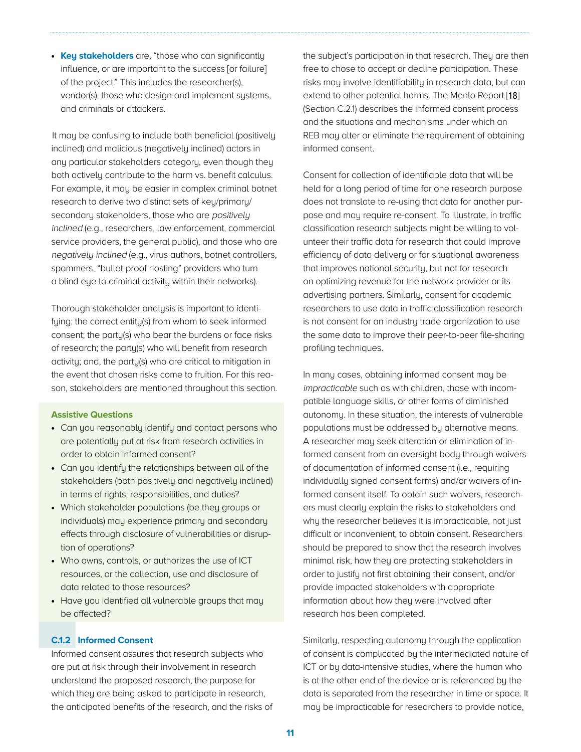- **Key stakeholders** are, "those who can significantly influence, or are important to the success [or failure] of the project." This includes the researcher(s), vendor(s), those who design and implement systems, and criminals or attackers.

It may be confusing to include both beneficial (positively inclined) and malicious (negatively inclined) actors in any particular stakeholders category, even though they both actively contribute to the harm vs. benefit calculus. For example, it may be easier in complex criminal botnet research to derive two distinct sets of key/primary/secondary stakeholders, those who are *positively inclined* (e.g., researchers, law enforcement, commercial service providers, the general public), and those who are *negatively inclined* (e.g., virus authors, botnet controllers, spammers, "bullet-proof hosting" providers who turn a blind eye to criminal activity within their networks).

Thorough stakeholder analysis is important to identifying: the correct entity(s) from whom to seek informed consent; the party(s) who bear the burdens or face risks of research; the party(s) who will benefit from research activity; and, the party(s) who are critical to mitigation in the event that chosen risks come to fruition. For this reason, stakeholders are mentioned throughout this section.

**Assistive Questions**

- Can you reasonably identify and contact persons who are potentially put at risk from research activities in order to obtain informed consent?
- Can you identify the relationships between all of the stakeholders (both positively and negatively inclined) in terms of rights, responsibilities, and duties?
- Which stakeholder populations (be they groups or individuals) may experience primary and secondary effects through disclosure of vulnerabilities or disruption of operations?
- Who owns, controls, or authorizes the use of ICT resources, or the collection, use and disclosure of data related to those resources?
- Have you identified all vulnerable groups that may be affected?

### C.1.2 Informed Consent

Informed consent assures that research subjects who are put at risk through their involvement in research understand the proposed research, the purpose for which they are being asked to participate in research, the anticipated benefits of the research, and the risks of the subject's participation in that research. They are then free to chose to accept or decline participation. These risks may involve identifiability in research data, but can extend to other potential harms. The Menlo Report [18] (Section C.2.1) describes the informed consent process and the situations and mechanisms under which an REB may alter or eliminate the requirement of obtaining informed consent.

Consent for collection of identifiable data that will be held for a long period of time for one research purpose does not translate to re-using that data for another purpose and may require re-consent. To illustrate, in traffic classification research subjects might be willing to volunteer their traffic data for research that could improve efficiency of data delivery or for situational awareness that improves national security, but not for research on optimizing revenue for the network provider or its advertising partners. Similarly, consent for academic researchers to use data in traffic classification research is not consent for an industry trade organization to use the same data to improve their peer-to-peer file-sharing profiling techniques.

In many cases, obtaining informed consent may be *impracticable* such as with children, those with incompatible language skills, or other forms of diminished autonomy. In these situation, the interests of vulnerable populations must be addressed by alternative means. A researcher may seek alteration or elimination of informed consent from an oversight body through waivers of documentation of informed consent (i.e., requiring individually signed consent forms) and/or waivers of informed consent itself. To obtain such waivers, researchers must clearly explain the risks to stakeholders and why the researcher believes it is impracticable, not just difficult or inconvenient, to obtain consent. Researchers should be prepared to show that the research involves minimal risk, how they are protecting stakeholders in order to justify not first obtaining their consent, and/or provide impacted stakeholders with appropriate information about how they were involved after research has been completed.

Similarly, respecting autonomy through the application of consent is complicated by the intermediated nature of ICT or by data-intensive studies, where the human who is at the other end of the device or is referenced by the data is separated from the researcher in time or space. It may be impracticable for researchers to provide notice,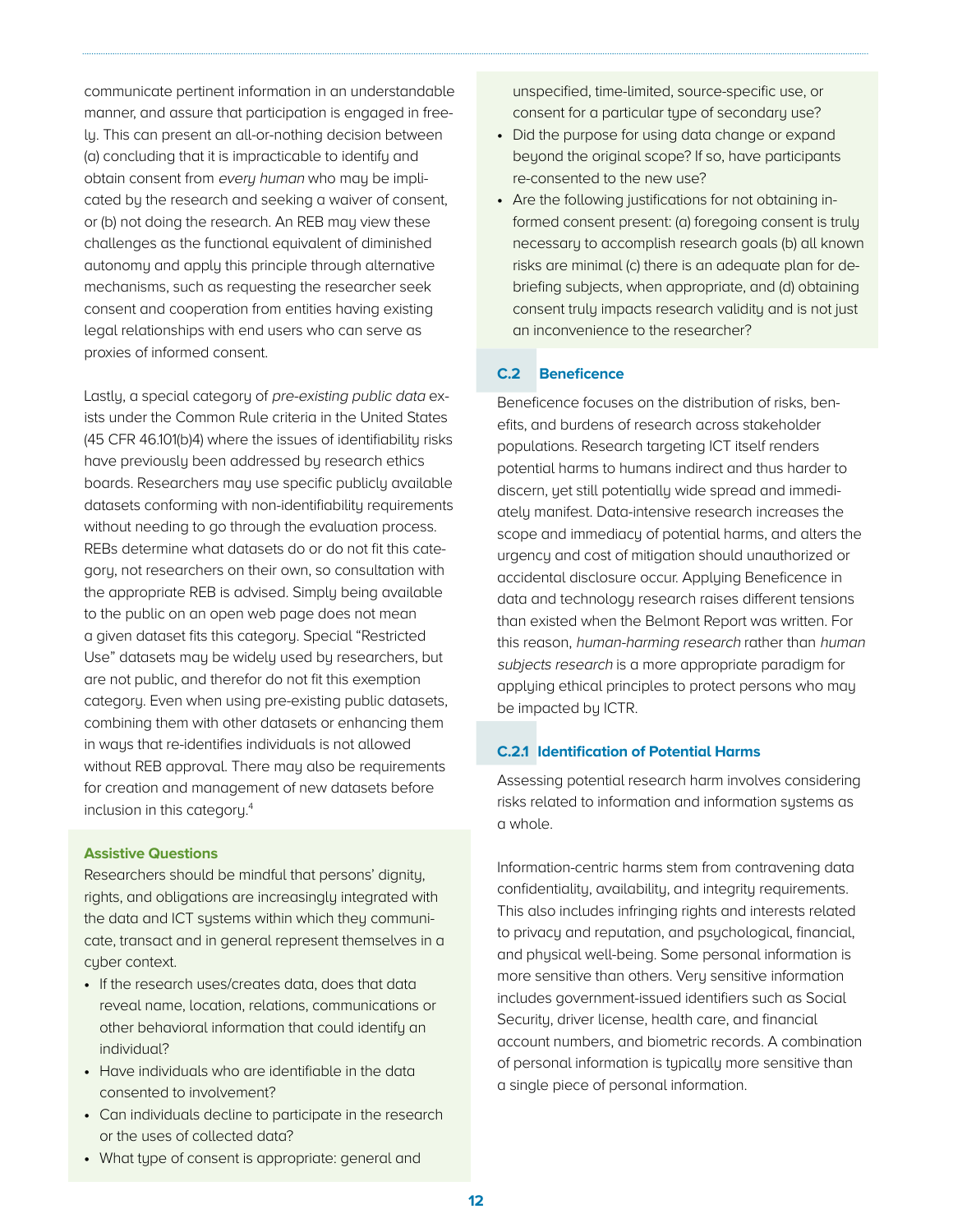communicate pertinent information in an understandable manner, and assure that participation is engaged in freely. This can present an all-or-nothing decision between (a) concluding that it is impracticable to identify and obtain consent from *every human* who may be implicated by the research and seeking a waiver of consent, or (b) not doing the research. An REB may view these challenges as the functional equivalent of diminished autonomy and apply this principle through alternative mechanisms, such as requesting the researcher seek consent and cooperation from entities having existing legal relationships with end users who can serve as proxies of informed consent.

Lastly, a special category of *pre-existing public data* exists under the Common Rule criteria in the United States (45 CFR 46.101(b)4) where the issues of identifiability risks have previously been addressed by research ethics boards. Researchers may use specific publicly available datasets conforming with non-identifiability requirements without needing to go through the evaluation process. REBs determine what datasets do or do not fit this category, not researchers on their own, so consultation with the appropriate REB is advised. Simply being available to the public on an open web page does not mean a given dataset fits this category. Special "Restricted Use" datasets may be widely used by researchers, but are not public, and therefor do not fit this exemption category. Even when using pre-existing public datasets, combining them with other datasets or enhancing them in ways that re-identifies individuals is not allowed without REB approval. There may also be requirements for creation and management of new datasets before inclusion in this category.[4]

**Assistive Questions**

Researchers should be mindful that persons' dignity, rights, and obligations are increasingly integrated with the data and ICT systems within which they communicate, transact and in general represent themselves in a cyber context.

- If the research uses/creates data, does that data reveal name, location, relations, communications or other behavioral information that could identify an individual?
- Have individuals who are identifiable in the data consented to involvement?
- Can individuals decline to participate in the research or the uses of collected data?
- What type of consent is appropriate: general and unspecified, time-limited, source-specific use, or consent for a particular type of secondary use?
- Did the purpose for using data change or expand beyond the original scope? If so, have participants re-consented to the new use?
- Are the following justifications for not obtaining informed consent present: (a) foregoing consent is truly necessary to accomplish research goals (b) all known risks are minimal (c) there is an adequate plan for debriefing subjects, when appropriate, and (d) obtaining consent truly impacts research validity and is not just an inconvenience to the researcher?

### C.2 Beneficence

Beneficence focuses on the distribution of risks, benefits, and burdens of research across stakeholder populations. Research targeting ICT itself renders potential harms to humans indirect and thus harder to discern, yet still potentially wide spread and immediately manifest. Data-intensive research increases the scope and immediacy of potential harms, and alters the urgency and cost of mitigation should unauthorized or accidental disclosure occur. Applying Beneficence in data and technology research raises different tensions than existed when the Belmont Report was written. For this reason, *human-harming research* rather than *human subjects research* is a more appropriate paradigm for applying ethical principles to protect persons who may be impacted by ICTR.

#### C.2.1 Identification of Potential Harms

Assessing potential research harm involves considering risks related to information and information systems as a whole.

Information-centric harms stem from contravening data confidentiality, availability, and integrity requirements. This also includes infringing rights and interests related to privacy and reputation, and psychological, financial, and physical well-being. Some personal information is more sensitive than others. Very sensitive information includes government-issued identifiers such as Social Security, driver license, health care, and financial account numbers, and biometric records. A combination of personal information is typically more sensitive than a single piece of personal information.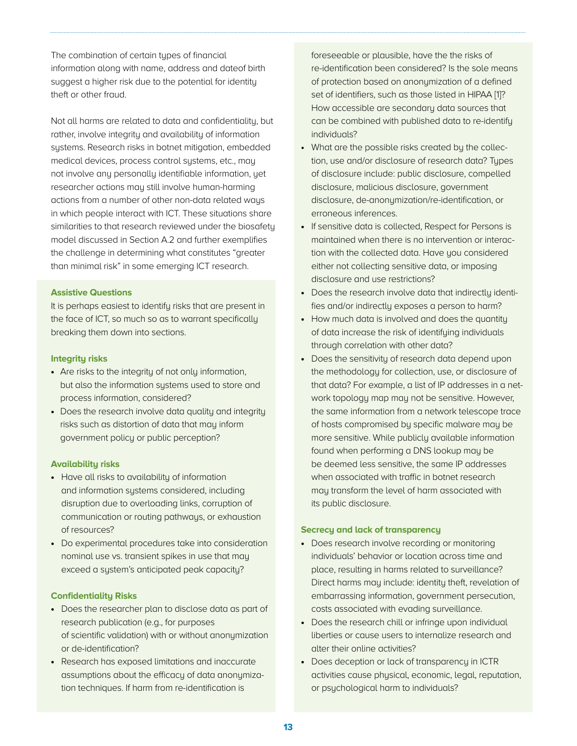The combination of certain types of financial information along with name, address and dateof birth suggest a higher risk due to the potential for identity theft or other fraud.

Not all harms are related to data and confidentiality, but rather, involve integrity and availability of information systems. Research risks in botnet mitigation, embedded medical devices, process control systems, etc., may not involve any personally identifiable information, yet researcher actions may still involve human-harming actions from a number of other non-data related ways in which people interact with ICT. These situations share similarities to that research reviewed under the biosafety model discussed in Section A.2 and further exemplifies the challenge in determining what constitutes "greater than minimal risk" in some emerging ICT research.

**Assistive Questions**

It is perhaps easiest to identify risks that are present in the face of ICT, so much so as to warrant specifically breaking them down into sections.

**Integrity risks**

- Are risks to the integrity of not only information, but also the information systems used to store and process information, considered?
- Does the research involve data quality and integrity risks such as distortion of data that may inform government policy or public perception?

**Availability risks**

- Have all risks to availability of information and information systems considered, including disruption due to overloading links, corruption of communication or routing pathways, or exhaustion of resources?
- Do experimental procedures take into consideration nominal use vs. transient spikes in use that may exceed a system's anticipated peak capacity?

**Confidentiality Risks**

- Does the researcher plan to disclose data as part of research publication (e.g., for purposes of scientific validation) with or without anonymization or de-identification?
- Research has exposed limitations and inaccurate assumptions about the efficacy of data anonymization techniques. If harm from re-identification is foreseeable or plausible, have the the risks of re-identification been considered? Is the sole means of protection based on anonymization of a defined set of identifiers, such as those listed in HIPAA [1]? How accessible are secondary data sources that can be combined with published data to re-identify individuals?
- What are the possible risks created by the collection, use and/or disclosure of research data? Types of disclosure include: public disclosure, compelled disclosure, malicious disclosure, government disclosure, de-anonymization/re-identification, or erroneous inferences.
- If sensitive data is collected, Respect for Persons is maintained when there is no intervention or interaction with the collected data. Have you considered either not collecting sensitive data, or imposing disclosure and use restrictions?
- Does the research involve data that indirectly identifies and/or indirectly exposes a person to harm?
- How much data is involved and does the quantity of data increase the risk of identifying individuals through correlation with other data?
- Does the sensitivity of research data depend upon the methodology for collection, use, or disclosure of that data? For example, a list of IP addresses in a network topology map may not be sensitive. However, the same information from a network telescope trace of hosts compromised by specific malware may be more sensitive. While publicly available information found when performing a DNS lookup may be be deemed less sensitive, the same IP addresses when associated with traffic in botnet research may transform the level of harm associated with its public disclosure.

**Secrecy and lack of transparency**

- Does research involve recording or monitoring individuals' behavior or location across time and place, resulting in harms related to surveillance? Direct harms may include: identity theft, revelation of embarrassing information, government persecution, costs associated with evading surveillance.
- Does the research chill or infringe upon individual liberties or cause users to internalize research and alter their online activities?
- Does deception or lack of transparency in ICTR activities cause physical, economic, legal, reputation, or psychological harm to individuals?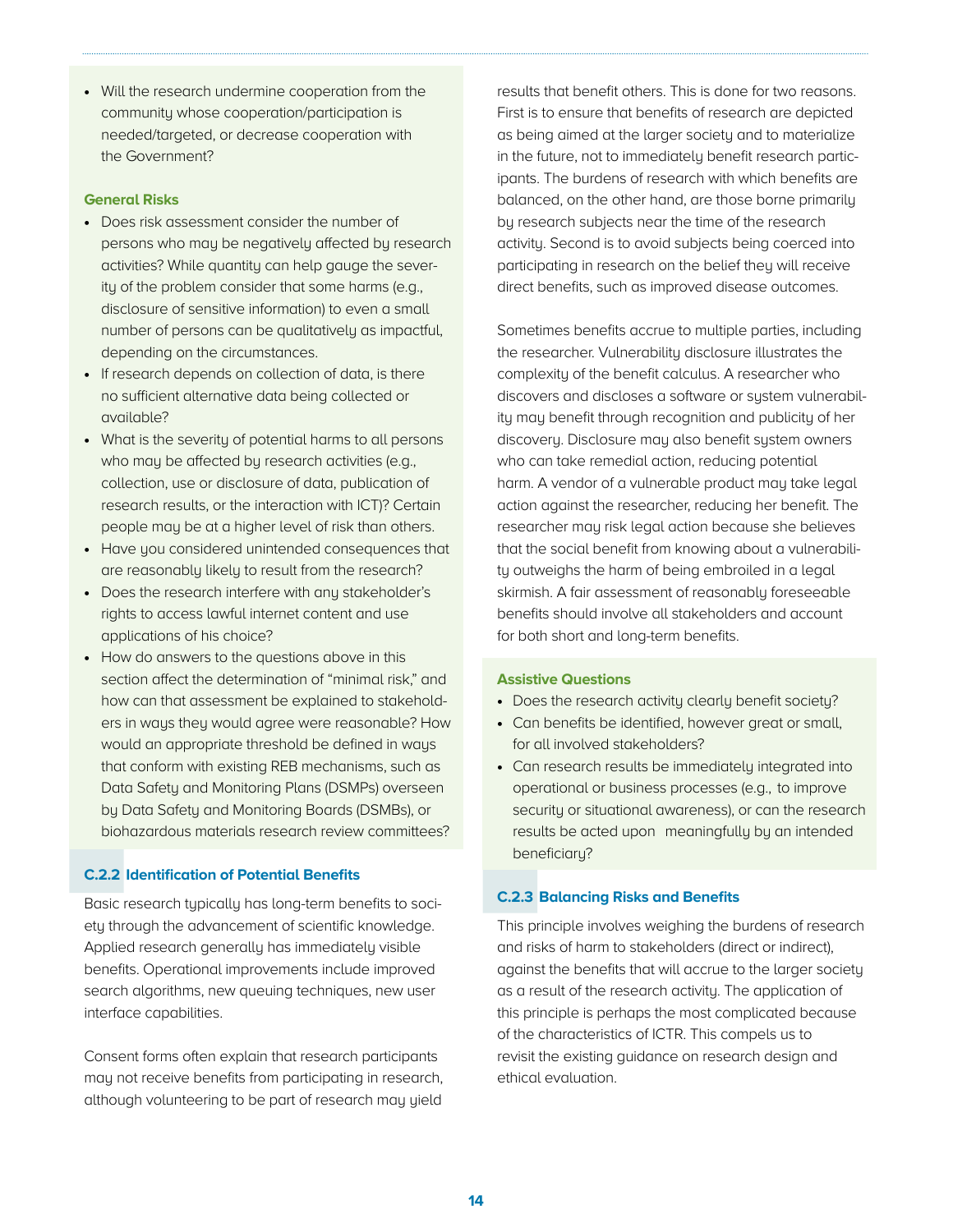- Will the research undermine cooperation from the community whose cooperation/participation is needed/targeted, or decrease cooperation with the Government?

**General Risks**

- Does risk assessment consider the number of persons who may be negatively affected by research activities? While quantity can help gauge the severity of the problem consider that some harms (e.g., disclosure of sensitive information) to even a small number of persons can be qualitatively as impactful, depending on the circumstances.
- If research depends on collection of data, is there no sufficient alternative data being collected or available?
- What is the severity of potential harms to all persons who may be affected by research activities (e.g., collection, use or disclosure of data, publication of research results, or the interaction with ICT)? Certain people may be at a higher level of risk than others.
- Have you considered unintended consequences that are reasonably likely to result from the research?
- Does the research interfere with any stakeholder's rights to access lawful internet content and use applications of his choice?
- How do answers to the questions above in this section affect the determination of "minimal risk," and how can that assessment be explained to stakeholders in ways they would agree were reasonable? How would an appropriate threshold be defined in ways that conform with existing REB mechanisms, such as Data Safety and Monitoring Plans (DSMPs) overseen by Data Safety and Monitoring Boards (DSMBs), or biohazardous materials research review committees?

### C.2.2 Identification of Potential Benefits

Basic research typically has long-term benefits to society through the advancement of scientific knowledge. Applied research generally has immediately visible benefits. Operational improvements include improved search algorithms, new queuing techniques, new user interface capabilities.

Consent forms often explain that research participants may not receive benefits from participating in research, although volunteering to be part of research may yield results that benefit others. This is done for two reasons. First is to ensure that benefits of research are depicted as being aimed at the larger society and to materialize in the future, not to immediately benefit research participants. The burdens of research with which benefits are balanced, on the other hand, are those borne primarily by research subjects near the time of the research activity. Second is to avoid subjects being coerced into participating in research on the belief they will receive direct benefits, such as improved disease outcomes.

Sometimes benefits accrue to multiple parties, including the researcher. Vulnerability disclosure illustrates the complexity of the benefit calculus. A researcher who discovers and discloses a software or system vulnerability may benefit through recognition and publicity of her discovery. Disclosure may also benefit system owners who can take remedial action, reducing potential harm. A vendor of a vulnerable product may take legal action against the researcher, reducing her benefit. The researcher may risk legal action because she believes that the social benefit from knowing about a vulnerability outweighs the harm of being embroiled in a legal skirmish. A fair assessment of reasonably foreseeable benefits should involve all stakeholders and account for both short and long-term benefits.

**Assistive Questions**

- Does the research activity clearly benefit society?
- Can benefits be identified, however great or small, for all involved stakeholders?
- Can research results be immediately integrated into operational or business processes (e.g., to improve security or situational awareness), or can the research results be acted upon meaningfully by an intended beneficiary?

### C.2.3 Balancing Risks and Benefits

This principle involves weighing the burdens of research and risks of harm to stakeholders (direct or indirect), against the benefits that will accrue to the larger society as a result of the research activity. The application of this principle is perhaps the most complicated because of the characteristics of ICTR. This compels us to revisit the existing guidance on research design and ethical evaluation.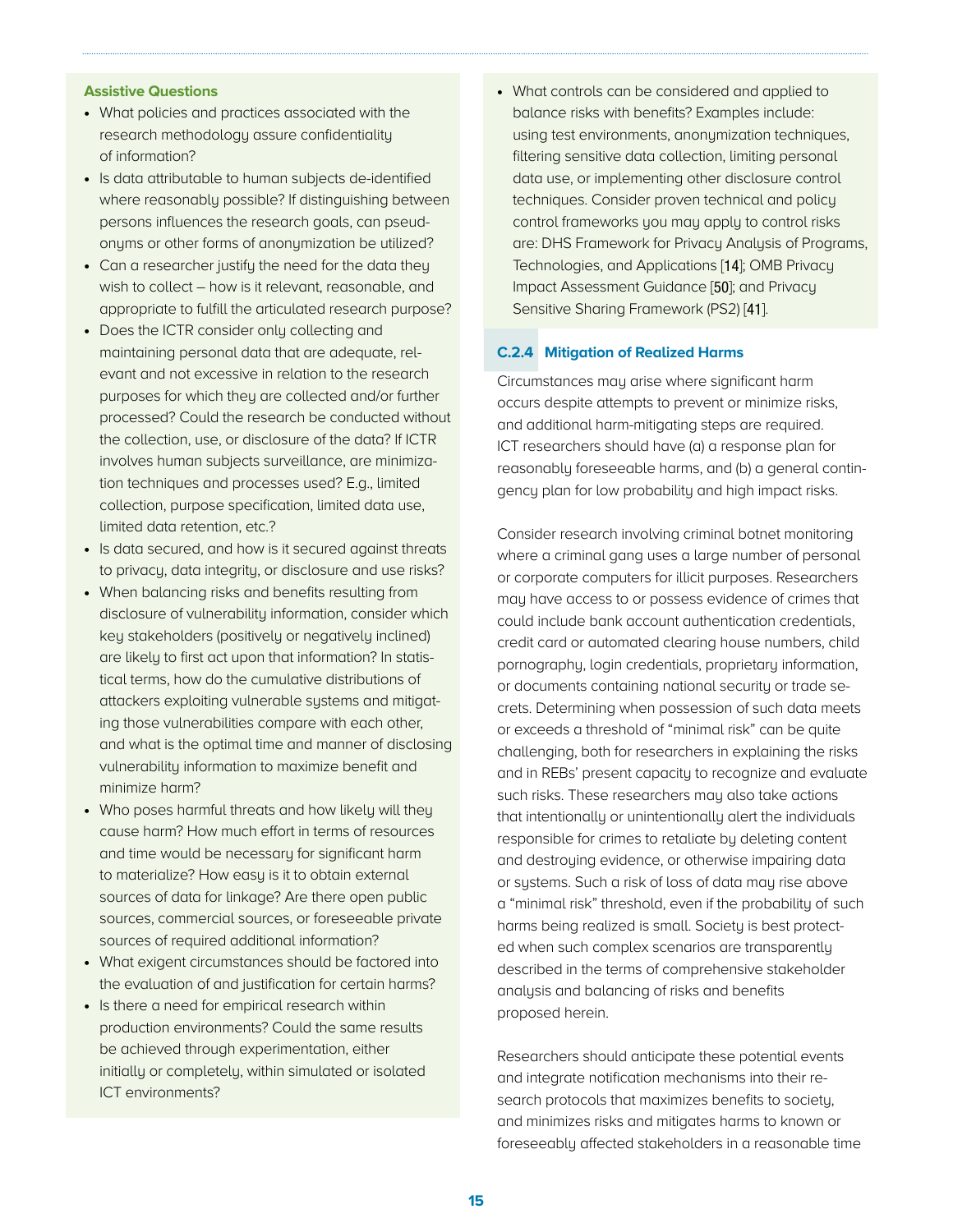**Assistive Questions**

- What policies and practices associated with the research methodology assure confidentiality of information?
- Is data attributable to human subjects de-identified where reasonably possible? If distinguishing between persons influences the research goals, can pseudonyms or other forms of anonymization be utilized?
- Can a researcher justify the need for the data they wish to collect – how is it relevant, reasonable, and appropriate to fulfill the articulated research purpose?
- Does the ICTR consider only collecting and maintaining personal data that are adequate, relevant and not excessive in relation to the research purposes for which they are collected and/or further processed? Could the research be conducted without the collection, use, or disclosure of the data? If ICTR involves human subjects surveillance, are minimization techniques and processes used? E.g., limited collection, purpose specification, limited data use, limited data retention, etc.?
- Is data secured, and how is it secured against threats to privacy, data integrity, or disclosure and use risks?
- When balancing risks and benefits resulting from disclosure of vulnerability information, consider which key stakeholders (positively or negatively inclined) are likely to first act upon that information? In statistical terms, how do the cumulative distributions of attackers exploiting vulnerable systems and mitigating those vulnerabilities compare with each other, and what is the optimal time and manner of disclosing vulnerability information to maximize benefit and minimize harm?
- Who poses harmful threats and how likely will they cause harm? How much effort in terms of resources and time would be necessary for significant harm to materialize? How easy is it to obtain external sources of data for linkage? Are there open public sources, commercial sources, or foreseeable private sources of required additional information?
- What exigent circumstances should be factored into the evaluation of and justification for certain harms?
- Is there a need for empirical research within production environments? Could the same results be achieved through experimentation, either initially or completely, within simulated or isolated ICT environments?
- What controls can be considered and applied to balance risks with benefits? Examples include: using test environments, anonymization techniques, filtering sensitive data collection, limiting personal data use, or implementing other disclosure control techniques. Consider proven technical and policy control frameworks you may apply to control risks are: DHS Framework for Privacy Analysis of Programs, Technologies, and Applications [14]; OMB Privacy Impact Assessment Guidance [50]; and Privacy Sensitive Sharing Framework (PS2) [41].

### C.2.4 Mitigation of Realized Harms

Circumstances may arise where significant harm occurs despite attempts to prevent or minimize risks, and additional harm-mitigating steps are required. ICT researchers should have (a) a response plan for reasonably foreseeable harms, and (b) a general contingency plan for low probability and high impact risks.

Consider research involving criminal botnet monitoring where a criminal gang uses a large number of personal or corporate computers for illicit purposes. Researchers may have access to or possess evidence of crimes that could include bank account authentication credentials, credit card or automated clearing house numbers, child pornography, login credentials, proprietary information, or documents containing national security or trade secrets. Determining when possession of such data meets or exceeds a threshold of "minimal risk" can be quite challenging, both for researchers in explaining the risks and in REBs' present capacity to recognize and evaluate such risks. These researchers may also take actions that intentionally or unintentionally alert the individuals responsible for crimes to retaliate by deleting content and destroying evidence, or otherwise impairing data or systems. Such a risk of loss of data may rise above a "minimal risk" threshold, even if the probability of such harms being realized is small. Society is best protected when such complex scenarios are transparently described in the terms of comprehensive stakeholder analysis and balancing of risks and benefits proposed herein.

Researchers should anticipate these potential events and integrate notification mechanisms into their research protocols that maximizes benefits to society, and minimizes risks and mitigates harms to known or foreseeably affected stakeholders in a reasonable time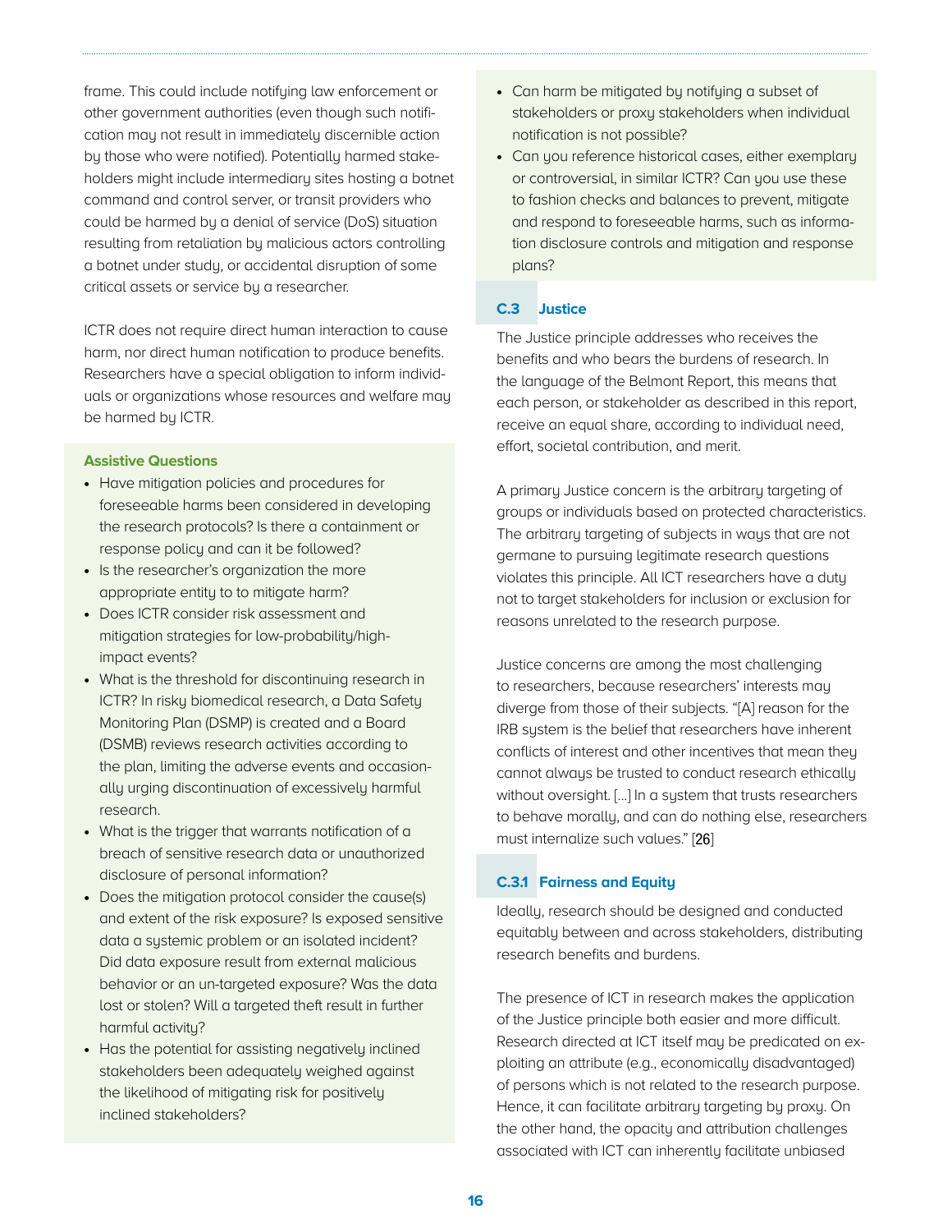frame. This could include notifying law enforcement or other government authorities (even though such notification may not result in immediately discernible action by those who were notified). Potentially harmed stakeholders might include intermediary sites hosting a botnet command and control server, or transit providers who could be harmed by a denial of service (DoS) situation resulting from retaliation by malicious actors controlling a botnet under study, or accidental disruption of some critical assets or service by a researcher.

ICTR does not require direct human interaction to cause harm, nor direct human notification to produce benefits. Researchers have a special obligation to inform individuals or organizations whose resources and welfare may be harmed by ICTR.

**Assistive Questions**

- Have mitigation policies and procedures for foreseeable harms been considered in developing the research protocols? Is there a containment or response policy and can it be followed?
- Is the researcher's organization the more appropriate entity to to mitigate harm?
- Does ICTR consider risk assessment and mitigation strategies for low-probability/high-impact events?
- What is the threshold for discontinuing research in ICTR? In risky biomedical research, a Data Safety Monitoring Plan (DSMP) is created and a Board (DSMB) reviews research activities according to the plan, limiting the adverse events and occasionally urging discontinuation of excessively harmful research.
- What is the trigger that warrants notification of a breach of sensitive research data or unauthorized disclosure of personal information?
- Does the mitigation protocol consider the cause(s) and extent of the risk exposure? Is exposed sensitive data a systemic problem or an isolated incident? Did data exposure result from external malicious behavior or an un-targeted exposure? Was the data lost or stolen? Will a targeted theft result in further harmful activity?
- Has the potential for assisting negatively inclined stakeholders been adequately weighed against the likelihood of mitigating risk for positively inclined stakeholders?
- Can harm be mitigated by notifying a subset of stakeholders or proxy stakeholders when individual notification is not possible?
- Can you reference historical cases, either exemplary or controversial, in similar ICTR? Can you use these to fashion checks and balances to prevent, mitigate and respond to foreseeable harms, such as information disclosure controls and mitigation and response plans?

## C.3 Justice

The Justice principle addresses who receives the benefits and who bears the burdens of research. In the language of the Belmont Report, this means that each person, or stakeholder as described in this report, receive an equal share, according to individual need, effort, societal contribution, and merit.

A primary Justice concern is the arbitrary targeting of groups or individuals based on protected characteristics. The arbitrary targeting of subjects in ways that are not germane to pursuing legitimate research questions violates this principle. All ICT researchers have a duty not to target stakeholders for inclusion or exclusion for reasons unrelated to the research purpose.

Justice concerns are among the most challenging to researchers, because researchers' interests may diverge from those of their subjects. "[A] reason for the IRB system is the belief that researchers have inherent conflicts of interest and other incentives that mean they cannot always be trusted to conduct research ethically without oversight. [...] In a system that trusts researchers to behave morally, and can do nothing else, researchers must internalize such values." [26]

### C.3.1 Fairness and Equity

Ideally, research should be designed and conducted equitably between and across stakeholders, distributing research benefits and burdens.

The presence of ICT in research makes the application of the Justice principle both easier and more difficult. Research directed at ICT itself may be predicated on exploiting an attribute (e.g., economically disadvantaged) of persons which is not related to the research purpose. Hence, it can facilitate arbitrary targeting by proxy. On the other hand, the opacity and attribution challenges associated with ICT can inherently facilitate unbiased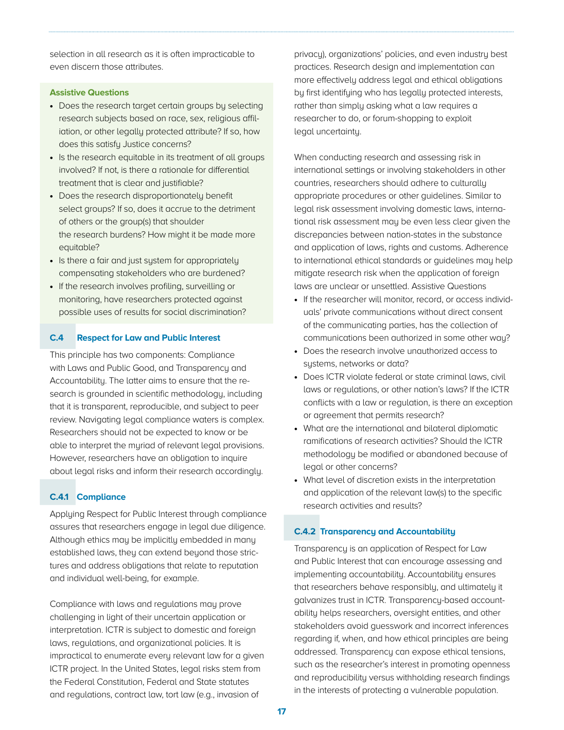selection in all research as it is often impracticable to even discern those attributes.

**Assistive Questions**

- Does the research target certain groups by selecting research subjects based on race, sex, religious affiliation, or other legally protected attribute? If so, how does this satisfy Justice concerns?
- Is the research equitable in its treatment of all groups involved? If not, is there a rationale for differential treatment that is clear and justifiable?
- Does the research disproportionately benefit select groups? If so, does it accrue to the detriment of others or the group(s) that shoulder the research burdens? How might it be made more equitable?
- Is there a fair and just system for appropriately compensating stakeholders who are burdened?
- If the research involves profiling, surveilling or monitoring, have researchers protected against possible uses of results for social discrimination?

### C.4 Respect for Law and Public Interest

This principle has two components: Compliance with Laws and Public Good, and Transparency and Accountability. The latter aims to ensure that the research is grounded in scientific methodology, including that it is transparent, reproducible, and subject to peer review. Navigating legal compliance waters is complex. Researchers should not be expected to know or be able to interpret the myriad of relevant legal provisions. However, researchers have an obligation to inquire about legal risks and inform their research accordingly.

#### C.4.1 Compliance

Applying Respect for Public Interest through compliance assures that researchers engage in legal due diligence. Although ethics may be implicitly embedded in many established laws, they can extend beyond those strictures and address obligations that relate to reputation and individual well-being, for example.

Compliance with laws and regulations may prove challenging in light of their uncertain application or interpretation. ICTR is subject to domestic and foreign laws, regulations, and organizational policies. It is impractical to enumerate every relevant law for a given ICTR project. In the United States, legal risks stem from the Federal Constitution, Federal and State statutes and regulations, contract law, tort law (e.g., invasion of privacy), organizations' policies, and even industry best practices. Research design and implementation can more effectively address legal and ethical obligations by first identifying who has legally protected interests, rather than simply asking what a law requires a researcher to do, or forum-shopping to exploit legal uncertainty.

When conducting research and assessing risk in international settings or involving stakeholders in other countries, researchers should adhere to culturally appropriate procedures or other guidelines. Similar to legal risk assessment involving domestic laws, international risk assessment may be even less clear given the discrepancies between nation-states in the substance and application of laws, rights and customs. Adherence to international ethical standards or guidelines may help mitigate research risk when the application of foreign laws are unclear or unsettled. Assistive Questions

- If the researcher will monitor, record, or access individuals' private communications without direct consent of the communicating parties, has the collection of communications been authorized in some other way?
- Does the research involve unauthorized access to systems, networks or data?
- Does ICTR violate federal or state criminal laws, civil laws or regulations, or other nation's laws? If the ICTR conflicts with a law or regulation, is there an exception or agreement that permits research?
- What are the international and bilateral diplomatic ramifications of research activities? Should the ICTR methodology be modified or abandoned because of legal or other concerns?
- What level of discretion exists in the interpretation and application of the relevant law(s) to the specific research activities and results?

#### C.4.2 Transparency and Accountability

Transparency is an application of Respect for Law and Public Interest that can encourage assessing and implementing accountability. Accountability ensures that researchers behave responsibly, and ultimately it galvanizes trust in ICTR. Transparency-based accountability helps researchers, oversight entities, and other stakeholders avoid guesswork and incorrect inferences regarding if, when, and how ethical principles are being addressed. Transparency can expose ethical tensions, such as the researcher's interest in promoting openness and reproducibility versus withholding research findings in the interests of protecting a vulnerable population.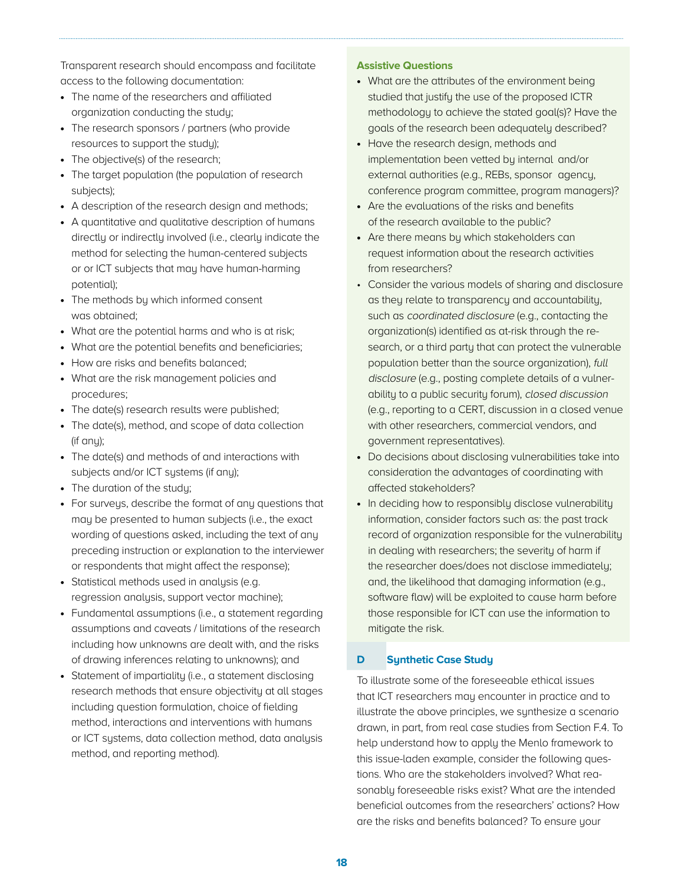Transparent research should encompass and facilitate access to the following documentation:

- The name of the researchers and affiliated organization conducting the study;
- The research sponsors / partners (who provide resources to support the study);
- The objective(s) of the research;
- The target population (the population of research subjects);
- A description of the research design and methods;
- A quantitative and qualitative description of humans directly or indirectly involved (i.e., clearly indicate the method for selecting the human-centered subjects or or ICT subjects that may have human-harming potential);
- The methods by which informed consent was obtained;
- What are the potential harms and who is at risk;
- What are the potential benefits and beneficiaries;
- How are risks and benefits balanced;
- What are the risk management policies and procedures;
- The date(s) research results were published;
- The date(s), method, and scope of data collection (if any);
- The date(s) and methods of and interactions with subjects and/or ICT systems (if any);
- The duration of the study;
- For surveys, describe the format of any questions that may be presented to human subjects (i.e., the exact wording of questions asked, including the text of any preceding instruction or explanation to the interviewer or respondents that might affect the response);
- Statistical methods used in analysis (e.g. regression analysis, support vector machine);
- Fundamental assumptions (i.e., a statement regarding assumptions and caveats / limitations of the research including how unknowns are dealt with, and the risks of drawing inferences relating to unknowns); and
- Statement of impartiality (i.e., a statement disclosing research methods that ensure objectivity at all stages including question formulation, choice of fielding method, interactions and interventions with humans or ICT systems, data collection method, data analysis method, and reporting method).

**Assistive Questions**

- What are the attributes of the environment being studied that justify the use of the proposed ICTR methodology to achieve the stated goal(s)? Have the goals of the research been adequately described?
- Have the research design, methods and implementation been vetted by internal and/or external authorities (e.g., REBs, sponsor agency, conference program committee, program managers)?
- Are the evaluations of the risks and benefits of the research available to the public?
- Are there means by which stakeholders can request information about the research activities from researchers?
- Consider the various models of sharing and disclosure as they relate to transparency and accountability, such as *coordinated disclosure* (e.g., contacting the organization(s) identified as at-risk through the research, or a third party that can protect the vulnerable population better than the source organization), *full disclosure* (e.g., posting complete details of a vulnerability to a public security forum), *closed discussion* (e.g., reporting to a CERT, discussion in a closed venue with other researchers, commercial vendors, and government representatives).
- Do decisions about disclosing vulnerabilities take into consideration the advantages of coordinating with affected stakeholders?
- In deciding how to responsibly disclose vulnerability information, consider factors such as: the past track record of organization responsible for the vulnerability in dealing with researchers; the severity of harm if the researcher does/does not disclose immediately; and, the likelihood that damaging information (e.g., software flaw) will be exploited to cause harm before those responsible for ICT can use the information to mitigate the risk.

## D Synthetic Case Study

To illustrate some of the foreseeable ethical issues that ICT researchers may encounter in practice and to illustrate the above principles, we synthesize a scenario drawn, in part, from real case studies from Section F.4. To help understand how to apply the Menlo framework to this issue-laden example, consider the following questions. Who are the stakeholders involved? What reasonably foreseeable risks exist? What are the intended beneficial outcomes from the researchers' actions? How are the risks and benefits balanced? To ensure your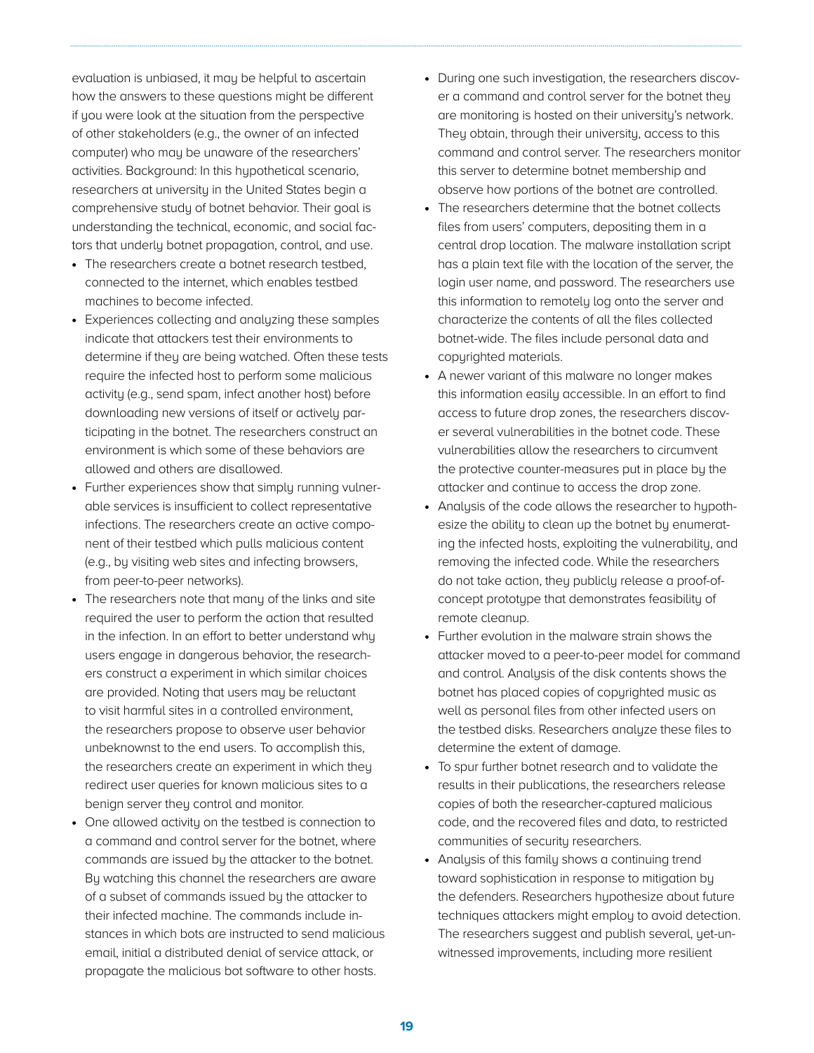evaluation is unbiased, it may be helpful to ascertain how the answers to these questions might be different if you were look at the situation from the perspective of other stakeholders (e.g., the owner of an infected computer) who may be unaware of the researchers' activities. Background: In this hypothetical scenario, researchers at university in the United States begin a comprehensive study of botnet behavior. Their goal is understanding the technical, economic, and social factors that underly botnet propagation, control, and use.

- The researchers create a botnet research testbed, connected to the internet, which enables testbed machines to become infected.
- Experiences collecting and analyzing these samples indicate that attackers test their environments to determine if they are being watched. Often these tests require the infected host to perform some malicious activity (e.g., send spam, infect another host) before downloading new versions of itself or actively participating in the botnet. The researchers construct an environment is which some of these behaviors are allowed and others are disallowed.
- Further experiences show that simply running vulnerable services is insufficient to collect representative infections. The researchers create an active component of their testbed which pulls malicious content (e.g., by visiting web sites and infecting browsers, from peer-to-peer networks).
- The researchers note that many of the links and site required the user to perform the action that resulted in the infection. In an effort to better understand why users engage in dangerous behavior, the researchers construct a experiment in which similar choices are provided. Noting that users may be reluctant to visit harmful sites in a controlled environment, the researchers propose to observe user behavior unbeknownst to the end users. To accomplish this, the researchers create an experiment in which they redirect user queries for known malicious sites to a benign server they control and monitor.
- One allowed activity on the testbed is connection to a command and control server for the botnet, where commands are issued by the attacker to the botnet. By watching this channel the researchers are aware of a subset of commands issued by the attacker to their infected machine. The commands include instances in which bots are instructed to send malicious email, initial a distributed denial of service attack, or propagate the malicious bot software to other hosts.
- During one such investigation, the researchers discover a command and control server for the botnet they are monitoring is hosted on their university's network. They obtain, through their university, access to this command and control server. The researchers monitor this server to determine botnet membership and observe how portions of the botnet are controlled.
- The researchers determine that the botnet collects files from users' computers, depositing them in a central drop location. The malware installation script has a plain text file with the location of the server, the login user name, and password. The researchers use this information to remotely log onto the server and characterize the contents of all the files collected botnet-wide. The files include personal data and copyrighted materials.
- A newer variant of this malware no longer makes this information easily accessible. In an effort to find access to future drop zones, the researchers discover several vulnerabilities in the botnet code. These vulnerabilities allow the researchers to circumvent the protective counter-measures put in place by the attacker and continue to access the drop zone.
- Analysis of the code allows the researcher to hypothesize the ability to clean up the botnet by enumerating the infected hosts, exploiting the vulnerability, and removing the infected code. While the researchers do not take action, they publicly release a proof-of-concept prototype that demonstrates feasibility of remote cleanup.
- Further evolution in the malware strain shows the attacker moved to a peer-to-peer model for command and control. Analysis of the disk contents shows the botnet has placed copies of copyrighted music as well as personal files from other infected users on the testbed disks. Researchers analyze these files to determine the extent of damage.
- To spur further botnet research and to validate the results in their publications, the researchers release copies of both the researcher-captured malicious code, and the recovered files and data, to restricted communities of security researchers.
- Analysis of this family shows a continuing trend toward sophistication in response to mitigation by the defenders. Researchers hypothesize about future techniques attackers might employ to avoid detection. The researchers suggest and publish several, yet-unwitnessed improvements, including more resilient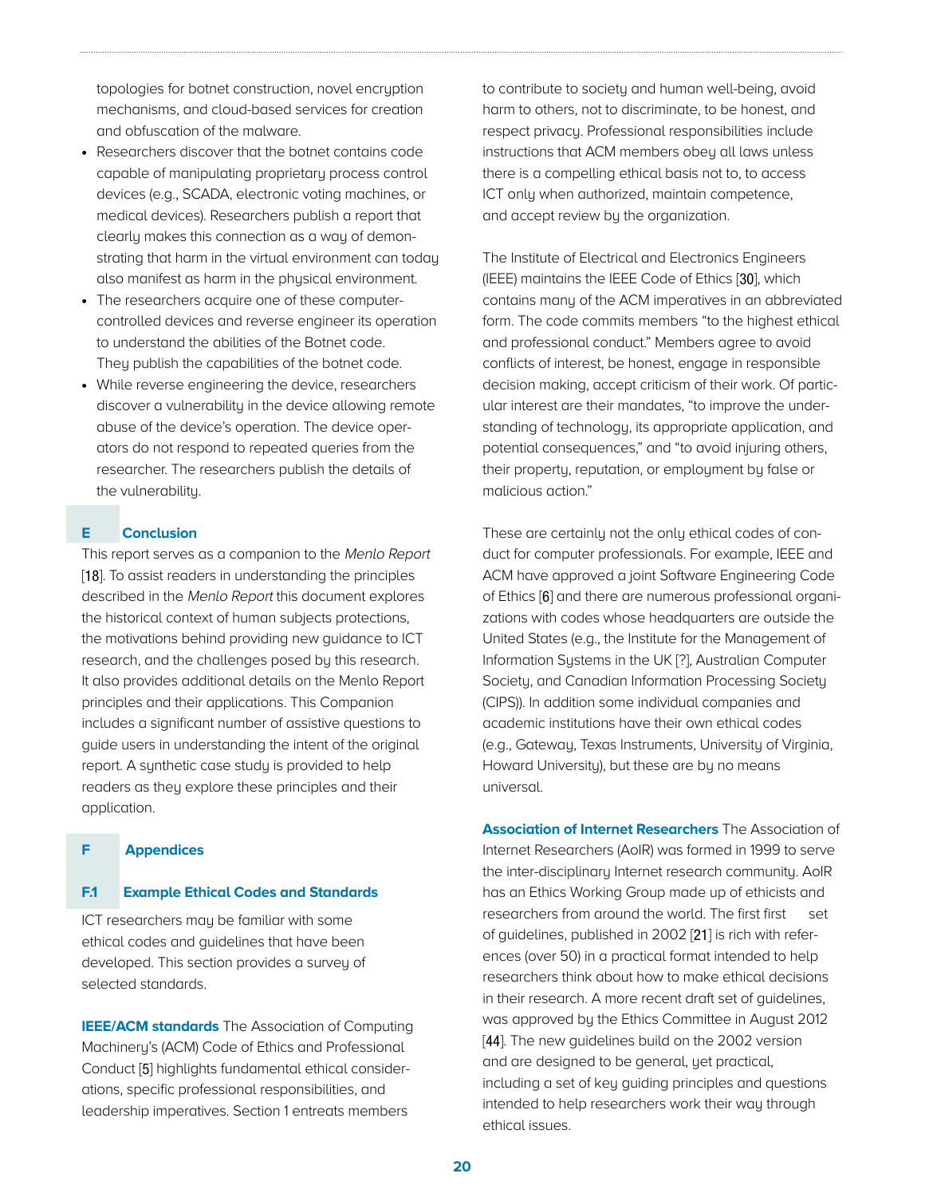topologies for botnet construction, novel encryption mechanisms, and cloud-based services for creation and obfuscation of the malware.

- Researchers discover that the botnet contains code capable of manipulating proprietary process control devices (e.g., SCADA, electronic voting machines, or medical devices). Researchers publish a report that clearly makes this connection as a way of demonstrating that harm in the virtual environment can today also manifest as harm in the physical environment.
- The researchers acquire one of these computer-controlled devices and reverse engineer its operation to understand the abilities of the Botnet code. They publish the capabilities of the botnet code.
- While reverse engineering the device, researchers discover a vulnerability in the device allowing remote abuse of the device's operation. The device operators do not respond to repeated queries from the researcher. The researchers publish the details of the vulnerability.

## E Conclusion

This report serves as a companion to the *Menlo Report* [18]. To assist readers in understanding the principles described in the *Menlo Report* this document explores the historical context of human subjects protections, the motivations behind providing new guidance to ICT research, and the challenges posed by this research. It also provides additional details on the Menlo Report principles and their applications. This Companion includes a significant number of assistive questions to guide users in understanding the intent of the original report. A synthetic case study is provided to help readers as they explore these principles and their application.

## F Appendices

### F.1 Example Ethical Codes and Standards

ICT researchers may be familiar with some ethical codes and guidelines that have been developed. This section provides a survey of selected standards.

**IEEE/ACM standards** The Association of Computing Machinery's (ACM) Code of Ethics and Professional Conduct [5] highlights fundamental ethical considerations, specific professional responsibilities, and leadership imperatives. Section 1 entreats members to contribute to society and human well-being, avoid harm to others, not to discriminate, to be honest, and respect privacy. Professional responsibilities include instructions that ACM members obey all laws unless there is a compelling ethical basis not to, to access ICT only when authorized, maintain competence, and accept review by the organization.

The Institute of Electrical and Electronics Engineers (IEEE) maintains the IEEE Code of Ethics [30], which contains many of the ACM imperatives in an abbreviated form. The code commits members "to the highest ethical and professional conduct." Members agree to avoid conflicts of interest, be honest, engage in responsible decision making, accept criticism of their work. Of particular interest are their mandates, "to improve the understanding of technology, its appropriate application, and potential consequences," and "to avoid injuring others, their property, reputation, or employment by false or malicious action."

These are certainly not the only ethical codes of conduct for computer professionals. For example, IEEE and ACM have approved a joint Software Engineering Code of Ethics [6] and there are numerous professional organizations with codes whose headquarters are outside the United States (e.g., the Institute for the Management of Information Systems in the UK [?], Australian Computer Society, and Canadian Information Processing Society (CIPS)). In addition some individual companies and academic institutions have their own ethical codes (e.g., Gateway, Texas Instruments, University of Virginia, Howard University), but these are by no means universal.

**Association of Internet Researchers** The Association of Internet Researchers (AoIR) was formed in 1999 to serve the inter-disciplinary Internet research community. AoIR has an Ethics Working Group made up of ethicists and researchers from around the world. The first first set of guidelines, published in 2002 [21] is rich with references (over 50) in a practical format intended to help researchers think about how to make ethical decisions in their research. A more recent draft set of guidelines, was approved by the Ethics Committee in August 2012 [44]. The new guidelines build on the 2002 version and are designed to be general, yet practical, including a set of key guiding principles and questions intended to help researchers work their way through ethical issues.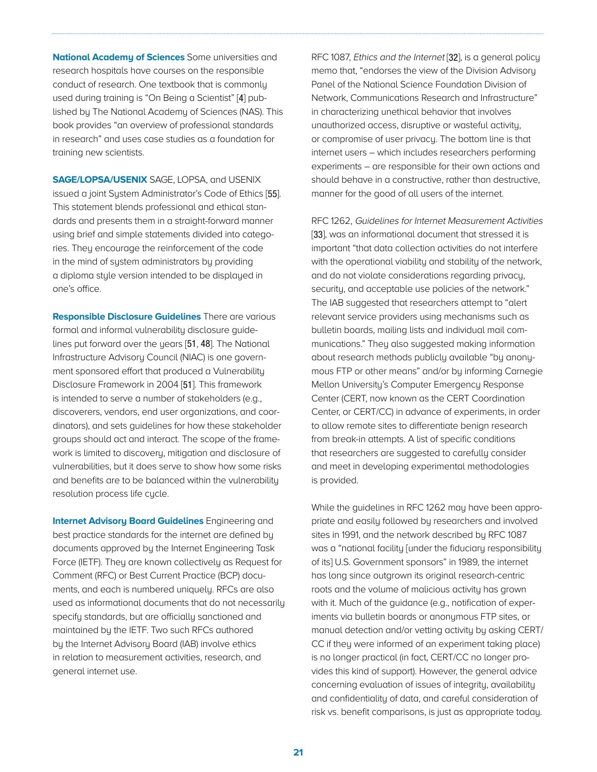**National Academy of Sciences** Some universities and research hospitals have courses on the responsible conduct of research. One textbook that is commonly used during training is "On Being a Scientist" [4] published by The National Academy of Sciences (NAS). This book provides "an overview of professional standards in research" and uses case studies as a foundation for training new scientists.

**SAGE/LOPSA/USENIX** SAGE, LOPSA, and USENIX issued a joint System Administrator's Code of Ethics [55]. This statement blends professional and ethical standards and presents them in a straight-forward manner using brief and simple statements divided into categories. They encourage the reinforcement of the code in the mind of system administrators by providing a diploma style version intended to be displayed in one's office.

**Responsible Disclosure Guidelines** There are various formal and informal vulnerability disclosure guidelines put forward over the years [51, 48]. The National Infrastructure Advisory Council (NIAC) is one government sponsored effort that produced a Vulnerability Disclosure Framework in 2004 [51]. This framework is intended to serve a number of stakeholders (e.g., discoverers, vendors, end user organizations, and coordinators), and sets guidelines for how these stakeholder groups should act and interact. The scope of the framework is limited to discovery, mitigation and disclosure of vulnerabilities, but it does serve to show how some risks and benefits are to be balanced within the vulnerability resolution process life cycle.

**Internet Advisory Board Guidelines** Engineering and best practice standards for the internet are defined by documents approved by the Internet Engineering Task Force (IETF). They are known collectively as Request for Comment (RFC) or Best Current Practice (BCP) documents, and each is numbered uniquely. RFCs are also used as informational documents that do not necessarily specify standards, but are officially sanctioned and maintained by the IETF. Two such RFCs authored by the Internet Advisory Board (IAB) involve ethics in relation to measurement activities, research, and general internet use.

RFC 1087, *Ethics and the Internet* [32], is a general policy memo that, "endorses the view of the Division Advisory Panel of the National Science Foundation Division of Network, Communications Research and Infrastructure" in characterizing unethical behavior that involves unauthorized access, disruptive or wasteful activity, or compromise of user privacy. The bottom line is that internet users – which includes researchers performing experiments – are responsible for their own actions and should behave in a constructive, rather than destructive, manner for the good of all users of the internet.

RFC 1262, *Guidelines for Internet Measurement Activities* [33], was an informational document that stressed it is important "that data collection activities do not interfere with the operational viability and stability of the network, and do not violate considerations regarding privacy, security, and acceptable use policies of the network." The IAB suggested that researchers attempt to "alert relevant service providers using mechanisms such as bulletin boards, mailing lists and individual mail communications." They also suggested making information about research methods publicly available "by anonymous FTP or other means" and/or by informing Carnegie Mellon University's Computer Emergency Response Center (CERT, now known as the CERT Coordination Center, or CERT/CC) in advance of experiments, in order to allow remote sites to differentiate benign research from break-in attempts. A list of specific conditions that researchers are suggested to carefully consider and meet in developing experimental methodologies is provided.

While the guidelines in RFC 1262 may have been appropriate and easily followed by researchers and involved sites in 1991, and the network described by RFC 1087 was a "national facility [under the fiduciary responsibility of its] U.S. Government sponsors" in 1989, the internet has long since outgrown its original research-centric roots and the volume of malicious activity has grown with it. Much of the guidance (e.g., notification of experiments via bulletin boards or anonymous FTP sites, or manual detection and/or vetting activity by asking CERT/CC if they were informed of an experiment taking place) is no longer practical (in fact, CERT/CC no longer provides this kind of support). However, the general advice concerning evaluation of issues of integrity, availability and confidentiality of data, and careful consideration of risk vs. benefit comparisons, is just as appropriate today.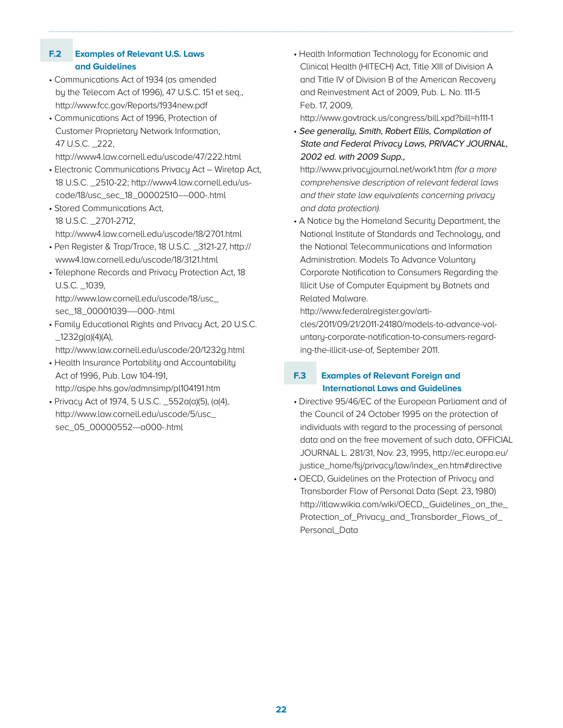## F.2 Examples of Relevant U.S. Laws and Guidelines

- Communications Act of 1934 (as amended by the Telecom Act of 1996), 47 U.S.C. 151 et seq., http://www.fcc.gov/Reports/1934new.pdf
- Communications Act of 1996, Protection of Customer Proprietary Network Information, 47 U.S.C. _222, http://www4.law.cornell.edu/uscode/47/222.html
- Electronic Communications Privacy Act – Wiretap Act, 18 U.S.C. _2510-22; http://www4.law.cornell.edu/uscode/18/usc_sec_18_00002510----000-.html
- Stored Communications Act, 18 U.S.C. _2701-2712, http://www4.law.cornell.edu/uscode/18/2701.html
- Pen Register & Trap/Trace, 18 U.S.C. _3121-27, http://www4.law.cornell.edu/uscode/18/3121.html
- Telephone Records and Privacy Protection Act, 18 U.S.C. _1039, http://www.law.cornell.edu/uscode/18/usc_sec_18_00001039----000-.html
- Family Educational Rights and Privacy Act, 20 U.S.C. _1232g(a)(4)(A), http://www.law.cornell.edu/uscode/20/1232g.html
- Health Insurance Portability and Accountability Act of 1996, Pub. Law 104-191, http://aspe.hhs.gov/admnsimp/pl104191.htm
- Privacy Act of 1974, 5 U.S.C. _552a(a)(5), (a(4), http://www.law.cornell.edu/uscode/5/usc_sec_05_00000552---a000-.html
- Health Information Technology for Economic and Clinical Health (HITECH) Act, Title XIII of Division A and Title IV of Division B of the American Recovery and Reinvestment Act of 2009, Pub. L. No. 111-5 Feb. 17, 2009, http://www.govtrack.us/congress/bill.xpd?bill=h111-1
- *See generally, Smith, Robert Ellis, Compilation of State and Federal Privacy Laws, PRIVACY JOURNAL, 2002 ed. with 2009 Supp.,* http://www.privacyjournal.net/work1.htm *(for a more comprehensive description of relevant federal laws and their state law equivalents concerning privacy and data protection).*
- A Notice by the Homeland Security Department, the National Institute of Standards and Technology, and the National Telecommunications and Information Administration. Models To Advance Voluntary Corporate Notification to Consumers Regarding the Illicit Use of Computer Equipment by Botnets and Related Malware. http://www.federalregister.gov/articles/2011/09/21/2011-24180/models-to-advance-voluntary-corporate-notification-to-consumers-regarding-the-illicit-use-of, September 2011.

## F.3 Examples of Relevant Foreign and International Laws and Guidelines

- Directive 95/46/EC of the European Parliament and of the Council of 24 October 1995 on the protection of individuals with regard to the processing of personal data and on the free movement of such data, OFFICIAL JOURNAL L. 281/31, Nov. 23, 1995, http://ec.europa.eu/justice_home/fsj/privacy/law/index_en.htm#directive
- OECD, Guidelines on the Protection of Privacy and Transborder Flow of Personal Data (Sept. 23, 1980) http://itlaw.wikia.com/wiki/OECD,_Guidelines_on_the_Protection_of_Privacy_and_Transborder_Flows_of_Personal_Data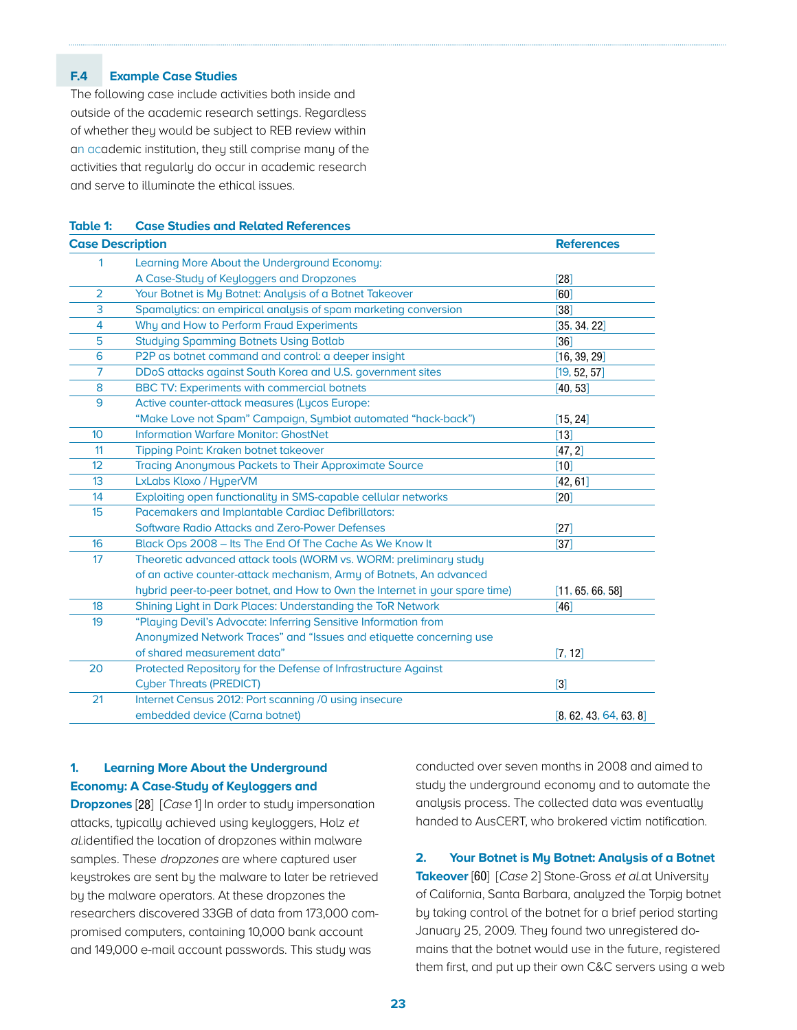### F.4 Example Case Studies

The following case include activities both inside and outside of the academic research settings. Regardless of whether they would be subject to REB review within an academic institution, they still comprise many of the activities that regularly do occur in academic research and serve to illuminate the ethical issues.

**Table 1: Case Studies and Related References**

| Case | Description | References |
|---|---|---|
| 1 | Learning More About the Underground Economy: A Case-Study of Keyloggers and Dropzones | [28] |
| 2 | Your Botnet is My Botnet: Analysis of a Botnet Takeover | [60] |
| 3 | Spamalytics: an empirical analysis of spam marketing conversion | [38] |
| 4 | Why and How to Perform Fraud Experiments | [35, 34, 22] |
| 5 | Studying Spamming Botnets Using Botlab | [36] |
| 6 | P2P as botnet command and control: a deeper insight | [16, 39, 29] |
| 7 | DDoS attacks against South Korea and U.S. government sites | [19, 52, 57] |
| 8 | BBC TV: Experiments with commercial botnets | [40, 53] |
| 9 | Active counter-attack measures (Lycos Europe: "Make Love not Spam" Campaign, Symbiot automated "hack-back") | [15, 24] |
| 10 | Information Warfare Monitor: GhostNet | [13] |
| 11 | Tipping Point: Kraken botnet takeover | [47, 2] |
| 12 | Tracing Anonymous Packets to Their Approximate Source | [10] |
| 13 | LxLabs Kloxo / HyperVM | [42, 61] |
| 14 | Exploiting open functionality in SMS-capable cellular networks | [20] |
| 15 | Pacemakers and Implantable Cardiac Defibrillators: Software Radio Attacks and Zero-Power Defenses | [27] |
| 16 | Black Ops 2008 – Its The End Of The Cache As We Know It | [37] |
| 17 | Theoretic advanced attack tools (WORM vs. WORM: preliminary study of an active counter-attack mechanism, Army of Botnets, An advanced hybrid peer-to-peer botnet, and How to 0wn the Internet in your spare time) | [11, 65, 66, 58] |
| 18 | Shining Light in Dark Places: Understanding the ToR Network | [46] |
| 19 | "Playing Devil's Advocate: Inferring Sensitive Information from Anonymized Network Traces" and "Issues and etiquette concerning use of shared measurement data" | [7, 12] |
| 20 | Protected Repository for the Defense of Infrastructure Against Cyber Threats (PREDICT) | [3] |
| 21 | Internet Census 2012: Port scanning /0 using insecure embedded device (Carna botnet) | [8, 62, 43, 64, 63, 8] |

**1. Learning More About the Underground Economy: A Case-Study of Keyloggers and Dropzones** [28] [*Case* 1] In order to study impersonation attacks, typically achieved using keyloggers, Holz *et al.* identified the location of dropzones within malware samples. These *dropzones* are where captured user keystrokes are sent by the malware to later be retrieved by the malware operators. At these dropzones the researchers discovered 33GB of data from 173,000 compromised computers, containing 10,000 bank account and 149,000 e-mail account passwords. This study was conducted over seven months in 2008 and aimed to study the underground economy and to automate the analysis process. The collected data was eventually handed to AusCERT, who brokered victim notification.

**2. Your Botnet is My Botnet: Analysis of a Botnet Takeover** [60] [*Case* 2] Stone-Gross *et al.* at University of California, Santa Barbara, analyzed the Torpig botnet by taking control of the botnet for a brief period starting January 25, 2009. They found two unregistered domains that the botnet would use in the future, registered them first, and put up their own C&C servers using a web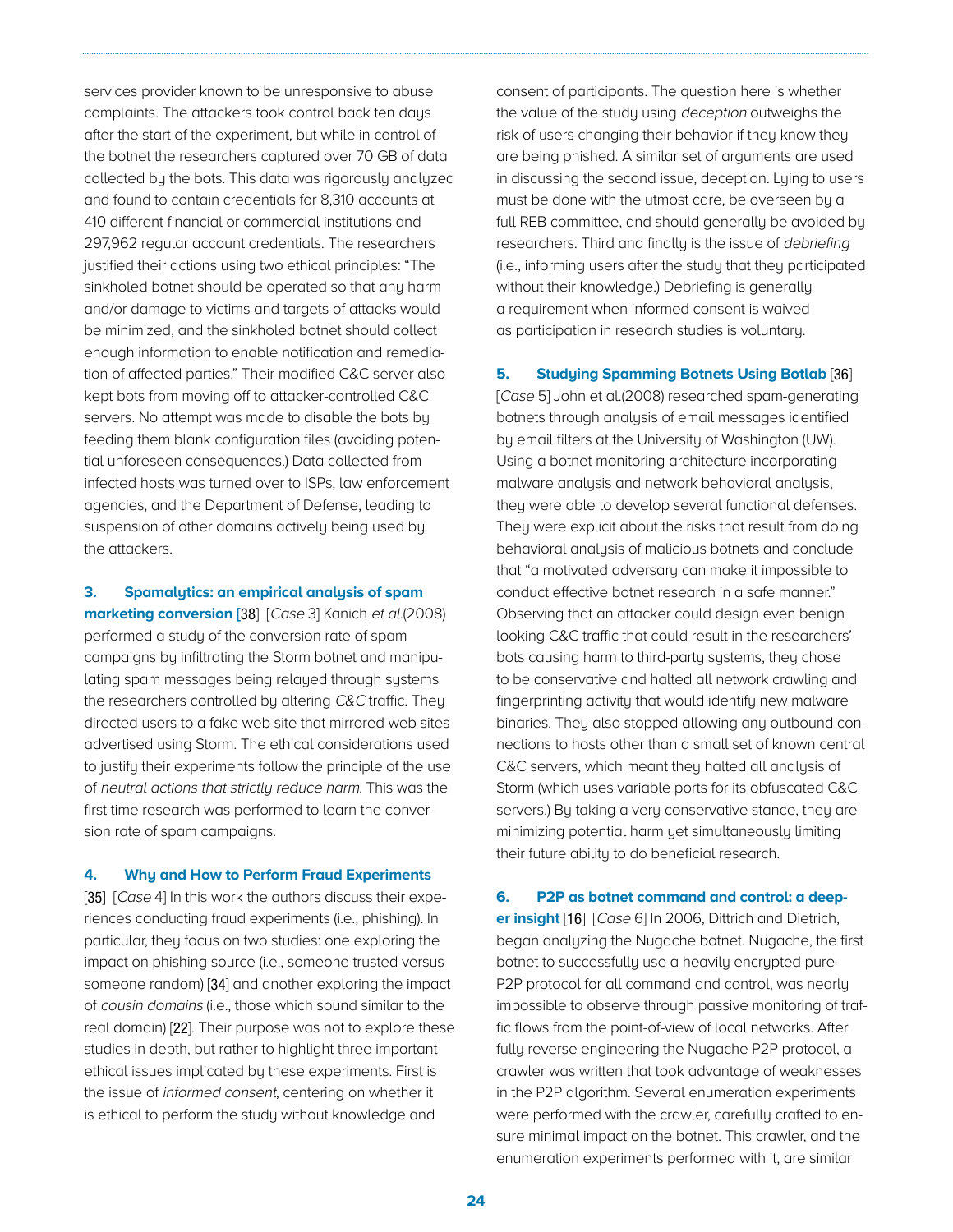services provider known to be unresponsive to abuse complaints. The attackers took control back ten days after the start of the experiment, but while in control of the botnet the researchers captured over 70 GB of data collected by the bots. This data was rigorously analyzed and found to contain credentials for 8,310 accounts at 410 different financial or commercial institutions and 297,962 regular account credentials. The researchers justified their actions using two ethical principles: "The sinkholed botnet should be operated so that any harm and/or damage to victims and targets of attacks would be minimized, and the sinkholed botnet should collect enough information to enable notification and remediation of affected parties." Their modified C&C server also kept bots from moving off to attacker-controlled C&C servers. No attempt was made to disable the bots by feeding them blank configuration files (avoiding potential unforeseen consequences.) Data collected from infected hosts was turned over to ISPs, law enforcement agencies, and the Department of Defense, leading to suspension of other domains actively being used by the attackers.

**3. Spamalytics: an empirical analysis of spam marketing conversion** [38] [*Case* 3] Kanich *et al.*(2008) performed a study of the conversion rate of spam campaigns by infiltrating the Storm botnet and manipulating spam messages being relayed through systems the researchers controlled by altering *C&C* traffic. They directed users to a fake web site that mirrored web sites advertised using Storm. The ethical considerations used to justify their experiments follow the principle of the use of *neutral actions that strictly reduce harm*. This was the first time research was performed to learn the conversion rate of spam campaigns.

**4. Why and How to Perform Fraud Experiments** [35] [*Case* 4] In this work the authors discuss their experiences conducting fraud experiments (i.e., phishing). In particular, they focus on two studies: one exploring the impact on phishing source (i.e., someone trusted versus someone random) [34] and another exploring the impact of *cousin domains* (i.e., those which sound similar to the real domain) [22]. Their purpose was not to explore these studies in depth, but rather to highlight three important ethical issues implicated by these experiments. First is the issue of *informed consent*, centering on whether it is ethical to perform the study without knowledge and consent of participants. The question here is whether the value of the study using *deception* outweighs the risk of users changing their behavior if they know they are being phished. A similar set of arguments are used in discussing the second issue, deception. Lying to users must be done with the utmost care, be overseen by a full REB committee, and should generally be avoided by researchers. Third and finally is the issue of *debriefing* (i.e., informing users after the study that they participated without their knowledge.) Debriefing is generally a requirement when informed consent is waived as participation in research studies is voluntary.

**5. Studying Spamming Botnets Using Botlab** [36] [*Case* 5] John et al.(2008) researched spam-generating botnets through analysis of email messages identified by email filters at the University of Washington (UW). Using a botnet monitoring architecture incorporating malware analysis and network behavioral analysis, they were able to develop several functional defenses. They were explicit about the risks that result from doing behavioral analysis of malicious botnets and conclude that "a motivated adversary can make it impossible to conduct effective botnet research in a safe manner." Observing that an attacker could design even benign looking C&C traffic that could result in the researchers' bots causing harm to third-party systems, they chose to be conservative and halted all network crawling and fingerprinting activity that would identify new malware binaries. They also stopped allowing any outbound connections to hosts other than a small set of known central C&C servers, which meant they halted all analysis of Storm (which uses variable ports for its obfuscated C&C servers.) By taking a very conservative stance, they are minimizing potential harm yet simultaneously limiting their future ability to do beneficial research.

**6. P2P as botnet command and control: a deeper insight** [16] [*Case* 6] In 2006, Dittrich and Dietrich, began analyzing the Nugache botnet. Nugache, the first botnet to successfully use a heavily encrypted pure-P2P protocol for all command and control, was nearly impossible to observe through passive monitoring of traffic flows from the point-of-view of local networks. After fully reverse engineering the Nugache P2P protocol, a crawler was written that took advantage of weaknesses in the P2P algorithm. Several enumeration experiments were performed with the crawler, carefully crafted to ensure minimal impact on the botnet. This crawler, and the enumeration experiments performed with it, are similar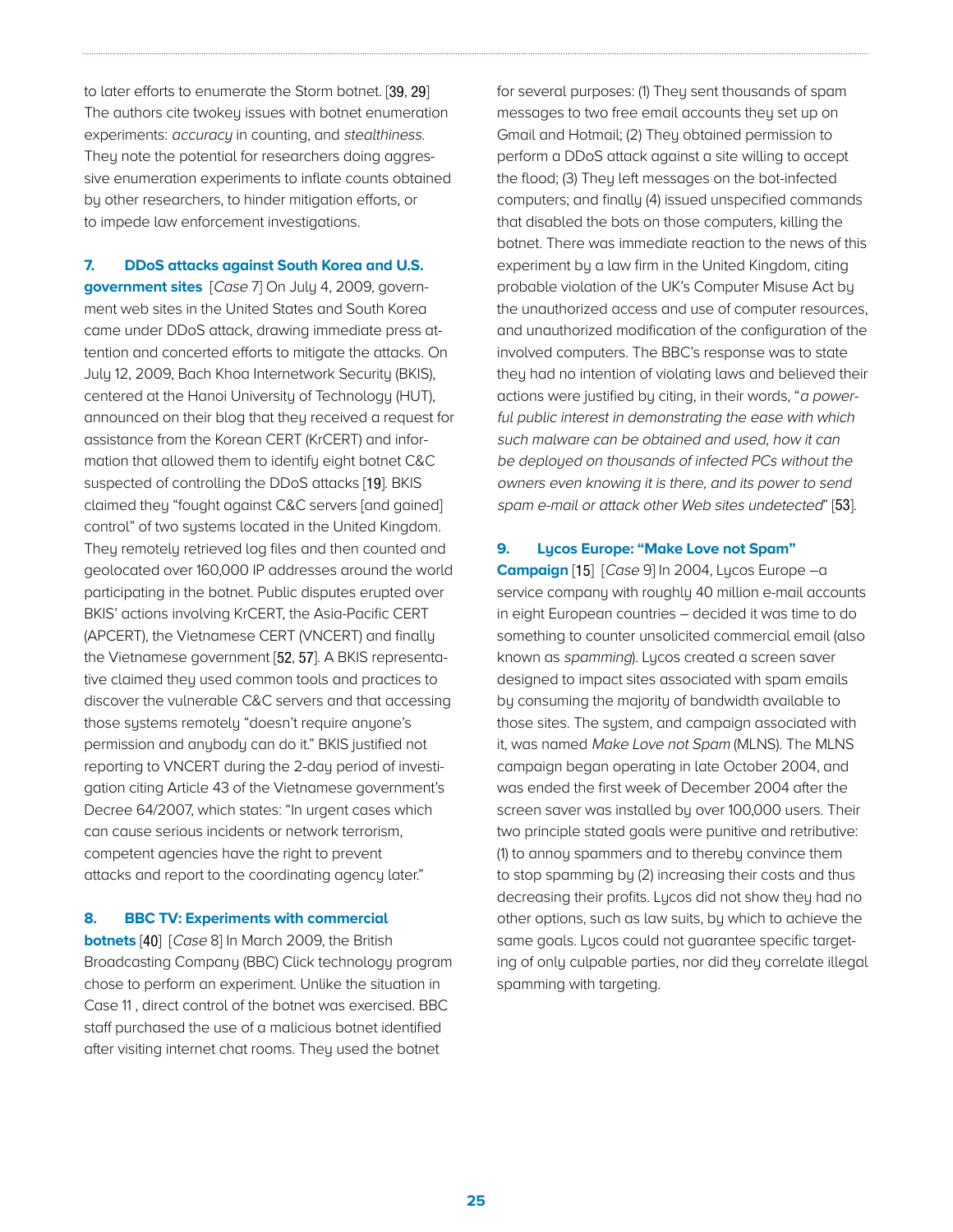to later efforts to enumerate the Storm botnet. [39, 29] The authors cite twokey issues with botnet enumeration experiments: *accuracy* in counting, and *stealthiness*. They note the potential for researchers doing aggressive enumeration experiments to inflate counts obtained by other researchers, to hinder mitigation efforts, or to impede law enforcement investigations.

**7. DDoS attacks against South Korea and U.S. government sites** [*Case* 7] On July 4, 2009, government web sites in the United States and South Korea came under DDoS attack, drawing immediate press attention and concerted efforts to mitigate the attacks. On July 12, 2009, Bach Khoa Internetwork Security (BKIS), centered at the Hanoi University of Technology (HUT), announced on their blog that they received a request for assistance from the Korean CERT (KrCERT) and information that allowed them to identify eight botnet C&C suspected of controlling the DDoS attacks [19]. BKIS claimed they "fought against C&C servers [and gained] control" of two systems located in the United Kingdom. They remotely retrieved log files and then counted and geolocated over 160,000 IP addresses around the world participating in the botnet. Public disputes erupted over BKIS' actions involving KrCERT, the Asia-Pacific CERT (APCERT), the Vietnamese CERT (VNCERT) and finally the Vietnamese government [52, 57]. A BKIS representative claimed they used common tools and practices to discover the vulnerable C&C servers and that accessing those systems remotely "doesn't require anyone's permission and anybody can do it." BKIS justified not reporting to VNCERT during the 2-day period of investigation citing Article 43 of the Vietnamese government's Decree 64/2007, which states: "In urgent cases which can cause serious incidents or network terrorism, competent agencies have the right to prevent attacks and report to the coordinating agency later."

**8. BBC TV: Experiments with commercial botnets** [40] [*Case* 8] In March 2009, the British Broadcasting Company (BBC) Click technology program chose to perform an experiment. Unlike the situation in Case 11 , direct control of the botnet was exercised. BBC staff purchased the use of a malicious botnet identified after visiting internet chat rooms. They used the botnet for several purposes: (1) They sent thousands of spam messages to two free email accounts they set up on Gmail and Hotmail; (2) They obtained permission to perform a DDoS attack against a site willing to accept the flood; (3) They left messages on the bot-infected computers; and finally (4) issued unspecified commands that disabled the bots on those computers, killing the botnet. There was immediate reaction to the news of this experiment by a law firm in the United Kingdom, citing probable violation of the UK's Computer Misuse Act by the unauthorized access and use of computer resources, and unauthorized modification of the configuration of the involved computers. The BBC's response was to state they had no intention of violating laws and believed their actions were justified by citing, in their words, "*a powerful public interest in demonstrating the ease with which such malware can be obtained and used, how it can be deployed on thousands of infected PCs without the owners even knowing it is there, and its power to send spam e-mail or attack other Web sites undetected*" [53].

**9. Lycos Europe: "Make Love not Spam" Campaign** [15] [*Case* 9] In 2004, Lycos Europe –a service company with roughly 40 million e-mail accounts in eight European countries – decided it was time to do something to counter unsolicited commercial email (also known as *spamming*). Lycos created a screen saver designed to impact sites associated with spam emails by consuming the majority of bandwidth available to those sites. The system, and campaign associated with it, was named *Make Love not Spam* (MLNS). The MLNS campaign began operating in late October 2004, and was ended the first week of December 2004 after the screen saver was installed by over 100,000 users. Their two principle stated goals were punitive and retributive: (1) to annoy spammers and to thereby convince them to stop spamming by (2) increasing their costs and thus decreasing their profits. Lycos did not show they had no other options, such as law suits, by which to achieve the same goals. Lycos could not guarantee specific targeting of only culpable parties, nor did they correlate illegal spamming with targeting.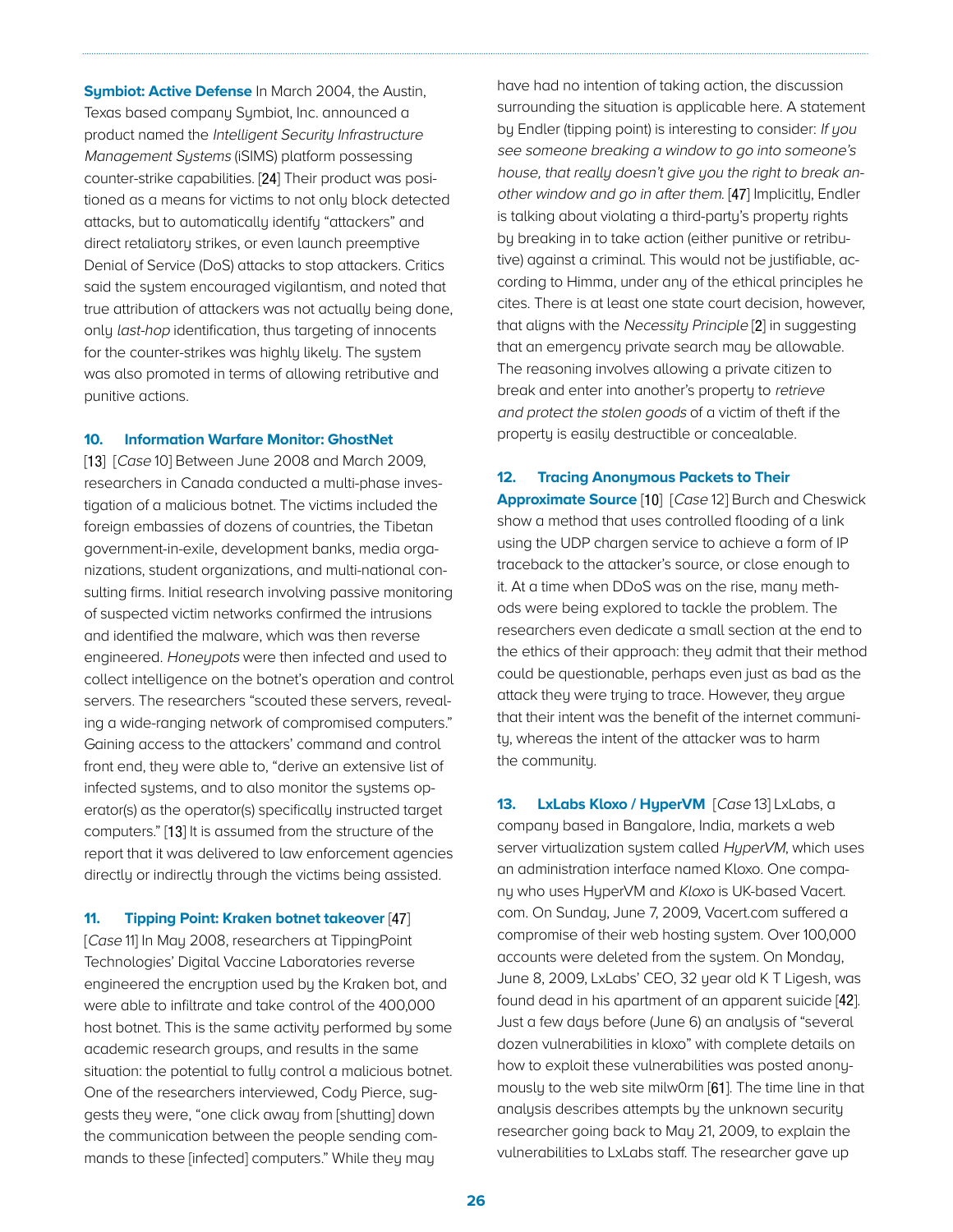**Symbiot: Active Defense** In March 2004, the Austin, Texas based company Symbiot, Inc. announced a product named the *Intelligent Security Infrastructure Management Systems* (iSIMS) platform possessing counter-strike capabilities. [24] Their product was positioned as a means for victims to not only block detected attacks, but to automatically identify "attackers" and direct retaliatory strikes, or even launch preemptive Denial of Service (DoS) attacks to stop attackers. Critics said the system encouraged vigilantism, and noted that true attribution of attackers was not actually being done, only *last-hop* identification, thus targeting of innocents for the counter-strikes was highly likely. The system was also promoted in terms of allowing retributive and punitive actions.

### 10. Information Warfare Monitor: GhostNet

[13] [*Case* 10] Between June 2008 and March 2009, researchers in Canada conducted a multi-phase investigation of a malicious botnet. The victims included the foreign embassies of dozens of countries, the Tibetan government-in-exile, development banks, media organizations, student organizations, and multi-national consulting firms. Initial research involving passive monitoring of suspected victim networks confirmed the intrusions and identified the malware, which was then reverse engineered. *Honeypots* were then infected and used to collect intelligence on the botnet's operation and control servers. The researchers "scouted these servers, revealing a wide-ranging network of compromised computers." Gaining access to the attackers' command and control front end, they were able to, "derive an extensive list of infected systems, and to also monitor the systems operator(s) as the operator(s) specifically instructed target computers." [13] It is assumed from the structure of the report that it was delivered to law enforcement agencies directly or indirectly through the victims being assisted.

### 11. Tipping Point: Kraken botnet takeover [47]

[*Case* 11] In May 2008, researchers at TippingPoint Technologies' Digital Vaccine Laboratories reverse engineered the encryption used by the Kraken bot, and were able to infiltrate and take control of the 400,000 host botnet. This is the same activity performed by some academic research groups, and results in the same situation: the potential to fully control a malicious botnet. One of the researchers interviewed, Cody Pierce, suggests they were, "one click away from [shutting] down the communication between the people sending commands to these [infected] computers." While they may have had no intention of taking action, the discussion surrounding the situation is applicable here. A statement by Endler (tipping point) is interesting to consider: *If you see someone breaking a window to go into someone's house, that really doesn't give you the right to break another window and go in after them.* [47] Implicitly, Endler is talking about violating a third-party's property rights by breaking in to take action (either punitive or retributive) against a criminal. This would not be justifiable, according to Himma, under any of the ethical principles he cites. There is at least one state court decision, however, that aligns with the *Necessity Principle* [2] in suggesting that an emergency private search may be allowable. The reasoning involves allowing a private citizen to break and enter into another's property to *retrieve and protect the stolen goods* of a victim of theft if the property is easily destructible or concealable.

### 12. Tracing Anonymous Packets to Their Approximate Source [10]

[*Case* 12] Burch and Cheswick show a method that uses controlled flooding of a link using the UDP chargen service to achieve a form of IP traceback to the attacker's source, or close enough to it. At a time when DDoS was on the rise, many methods were being explored to tackle the problem. The researchers even dedicate a small section at the end to the ethics of their approach: they admit that their method could be questionable, perhaps even just as bad as the attack they were trying to trace. However, they argue that their intent was the benefit of the internet community, whereas the intent of the attacker was to harm the community.

### 13. LxLabs Kloxo / HyperVM

[*Case* 13] LxLabs, a company based in Bangalore, India, markets a web server virtualization system called *HyperVM*, which uses an administration interface named Kloxo. One company who uses HyperVM and *Kloxo* is UK-based Vacert.com. On Sunday, June 7, 2009, Vacert.com suffered a compromise of their web hosting system. Over 100,000 accounts were deleted from the system. On Monday, June 8, 2009, LxLabs' CEO, 32 year old K T Ligesh, was found dead in his apartment of an apparent suicide [42]. Just a few days before (June 6) an analysis of "several dozen vulnerabilities in kloxo" with complete details on how to exploit these vulnerabilities was posted anonymously to the web site milw0rm [61]. The time line in that analysis describes attempts by the unknown security researcher going back to May 21, 2009, to explain the vulnerabilities to LxLabs staff. The researcher gave up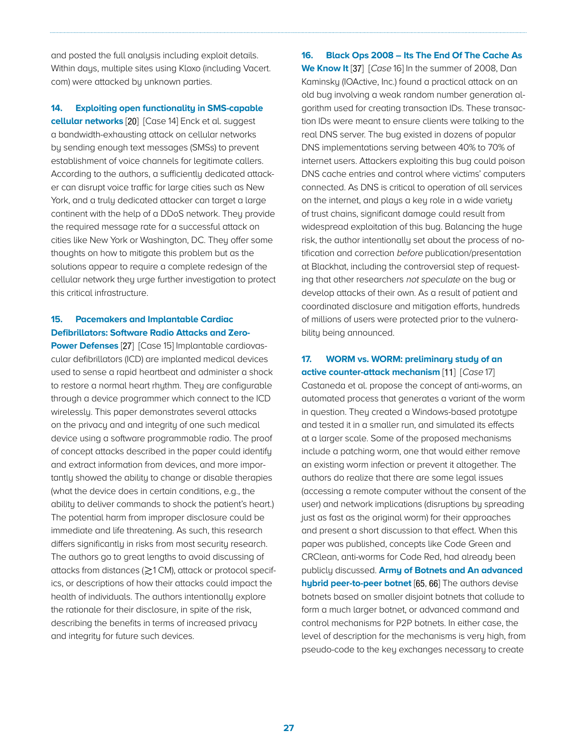and posted the full analysis including exploit details. Within days, multiple sites using Kloxo (including Vacert.com) were attacked by unknown parties.

**14. Exploiting open functionality in SMS-capable cellular networks** [20] [Case 14] Enck et al. suggest a bandwidth-exhausting attack on cellular networks by sending enough text messages (SMSs) to prevent establishment of voice channels for legitimate callers. According to the authors, a sufficiently dedicated attacker can disrupt voice traffic for large cities such as New York, and a truly dedicated attacker can target a large continent with the help of a DDoS network. They provide the required message rate for a successful attack on cities like New York or Washington, DC. They offer some thoughts on how to mitigate this problem but as the solutions appear to require a complete redesign of the cellular network they urge further investigation to protect this critical infrastructure.

**15. Pacemakers and Implantable Cardiac Defibrillators: Software Radio Attacks and Zero-Power Defenses** [27] [Case 15] Implantable cardiovascular defibrillators (ICD) are implanted medical devices used to sense a rapid heartbeat and administer a shock to restore a normal heart rhythm. They are configurable through a device programmer which connect to the ICD wirelessly. This paper demonstrates several attacks on the privacy and and integrity of one such medical device using a software programmable radio. The proof of concept attacks described in the paper could identify and extract information from devices, and more importantly showed the ability to change or disable therapies (what the device does in certain conditions, e.g., the ability to deliver commands to shock the patient's heart.) The potential harm from improper disclosure could be immediate and life threatening. As such, this research differs significantly in risks from most security research. The authors go to great lengths to avoid discussing of attacks from distances ($\gtrsim$1 CM), attack or protocol specifics, or descriptions of how their attacks could impact the health of individuals. The authors intentionally explore the rationale for their disclosure, in spite of the risk, describing the benefits in terms of increased privacy and integrity for future such devices.

**16. Black Ops 2008 – Its The End Of The Cache As We Know It** [37] [*Case* 16] In the summer of 2008, Dan Kaminsky (IOActive, Inc.) found a practical attack on an old bug involving a weak random number generation algorithm used for creating transaction IDs. These transaction IDs were meant to ensure clients were talking to the real DNS server. The bug existed in dozens of popular DNS implementations serving between 40% to 70% of internet users. Attackers exploiting this bug could poison DNS cache entries and control where victims' computers connected. As DNS is critical to operation of all services on the internet, and plays a key role in a wide variety of trust chains, significant damage could result from widespread exploitation of this bug. Balancing the huge risk, the author intentionally set about the process of notification and correction *before* publication/presentation at Blackhat, including the controversial step of requesting that other researchers *not speculate* on the bug or develop attacks of their own. As a result of patient and coordinated disclosure and mitigation efforts, hundreds of millions of users were protected prior to the vulnerability being announced.

**17. WORM vs. WORM: preliminary study of an active counter-attack mechanism** [11] [*Case* 17] Castaneda et al. propose the concept of anti-worms, an automated process that generates a variant of the worm in question. They created a Windows-based prototype and tested it in a smaller run, and simulated its effects at a larger scale. Some of the proposed mechanisms include a patching worm, one that would either remove an existing worm infection or prevent it altogether. The authors do realize that there are some legal issues (accessing a remote computer without the consent of the user) and network implications (disruptions by spreading just as fast as the original worm) for their approaches and present a short discussion to that effect. When this paper was published, concepts like Code Green and CRClean, anti-worms for Code Red, had already been publicly discussed. **Army of Botnets and An advanced hybrid peer-to-peer botnet** [65, 66] The authors devise botnets based on smaller disjoint botnets that collude to form a much larger botnet, or advanced command and control mechanisms for P2P botnets. In either case, the level of description for the mechanisms is very high, from pseudo-code to the key exchanges necessary to create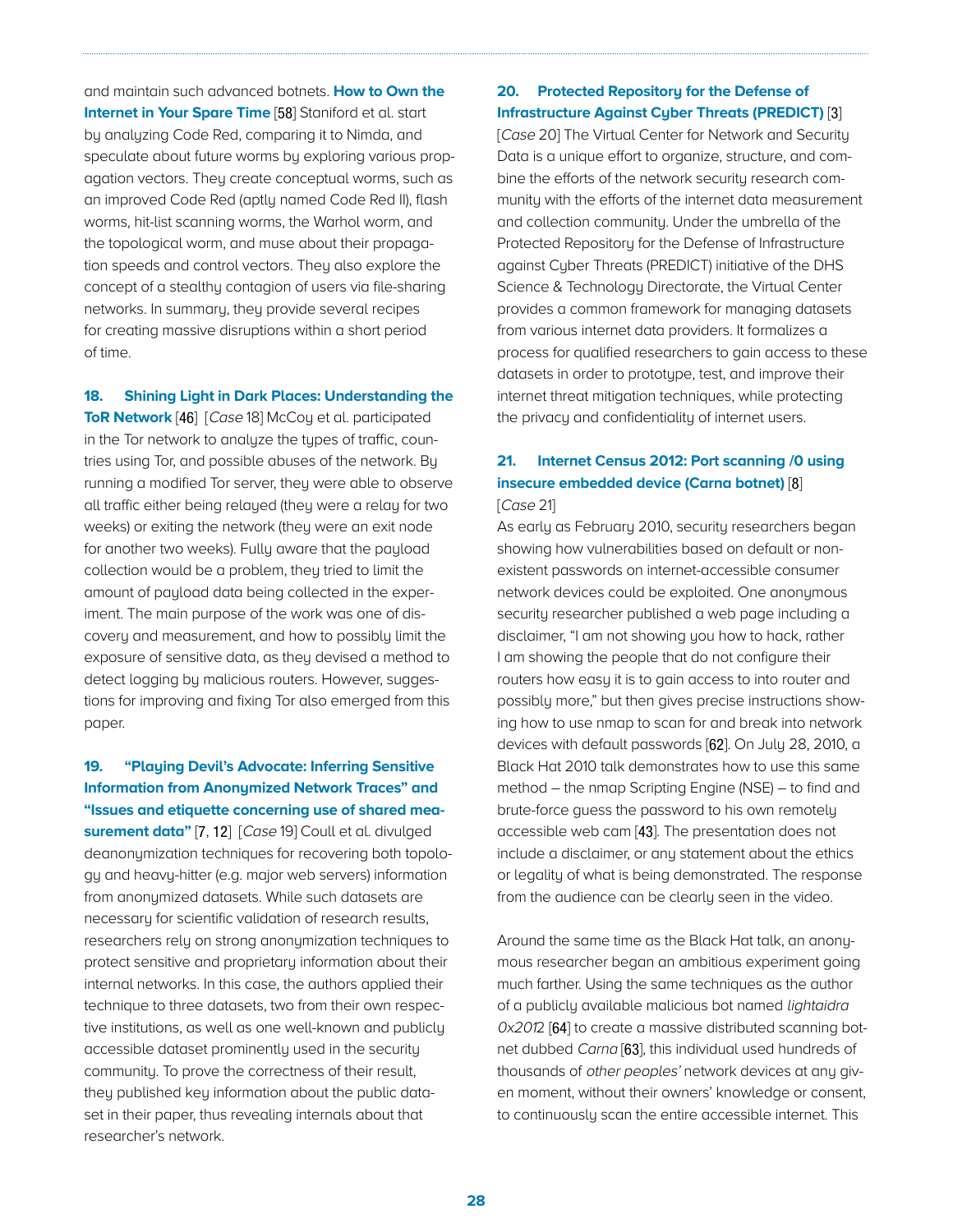and maintain such advanced botnets. **How to Own the Internet in Your Spare Time** [58] Staniford et al. start by analyzing Code Red, comparing it to Nimda, and speculate about future worms by exploring various propagation vectors. They create conceptual worms, such as an improved Code Red (aptly named Code Red II), flash worms, hit-list scanning worms, the Warhol worm, and the topological worm, and muse about their propagation speeds and control vectors. They also explore the concept of a stealthy contagion of users via file-sharing networks. In summary, they provide several recipes for creating massive disruptions within a short period of time.

**18. Shining Light in Dark Places: Understanding the ToR Network** [46] [*Case* 18] McCoy et al. participated in the Tor network to analyze the types of traffic, countries using Tor, and possible abuses of the network. By running a modified Tor server, they were able to observe all traffic either being relayed (they were a relay for two weeks) or exiting the network (they were an exit node for another two weeks). Fully aware that the payload collection would be a problem, they tried to limit the amount of payload data being collected in the experiment. The main purpose of the work was one of discovery and measurement, and how to possibly limit the exposure of sensitive data, as they devised a method to detect logging by malicious routers. However, suggestions for improving and fixing Tor also emerged from this paper.

**19. "Playing Devil's Advocate: Inferring Sensitive Information from Anonymized Network Traces" and "Issues and etiquette concerning use of shared measurement data"** [7, 12] [*Case* 19] Coull et al. divulged deanonymization techniques for recovering both topology and heavy-hitter (e.g. major web servers) information from anonymized datasets. While such datasets are necessary for scientific validation of research results, researchers rely on strong anonymization techniques to protect sensitive and proprietary information about their internal networks. In this case, the authors applied their technique to three datasets, two from their own respective institutions, as well as one well-known and publicly accessible dataset prominently used in the security community. To prove the correctness of their result, they published key information about the public dataset in their paper, thus revealing internals about that researcher's network.

**20. Protected Repository for the Defense of Infrastructure Against Cyber Threats (PREDICT)** [3] [*Case* 20] The Virtual Center for Network and Security Data is a unique effort to organize, structure, and combine the efforts of the network security research community with the efforts of the internet data measurement and collection community. Under the umbrella of the Protected Repository for the Defense of Infrastructure against Cyber Threats (PREDICT) initiative of the DHS Science & Technology Directorate, the Virtual Center provides a common framework for managing datasets from various internet data providers. It formalizes a process for qualified researchers to gain access to these datasets in order to prototype, test, and improve their internet threat mitigation techniques, while protecting the privacy and confidentiality of internet users.

**21. Internet Census 2012: Port scanning /0 using insecure embedded device (Carna botnet)** [8] [*Case* 21]

As early as February 2010, security researchers began showing how vulnerabilities based on default or non-existent passwords on internet-accessible consumer network devices could be exploited. One anonymous security researcher published a web page including a disclaimer, "I am not showing you how to hack, rather I am showing the people that do not configure their routers how easy it is to gain access to into router and possibly more," but then gives precise instructions showing how to use nmap to scan for and break into network devices with default passwords [62]. On July 28, 2010, a Black Hat 2010 talk demonstrates how to use this same method – the nmap Scripting Engine (NSE) – to find and brute-force guess the password to his own remotely accessible web cam [43]. The presentation does not include a disclaimer, or any statement about the ethics or legality of what is being demonstrated. The response from the audience can be clearly seen in the video.

Around the same time as the Black Hat talk, an anonymous researcher began an ambitious experiment going much farther. Using the same techniques as the author of a publicly available malicious bot named *lightaidra 0x2012* [64] to create a massive distributed scanning botnet dubbed *Carna* [63], this individual used hundreds of thousands of *other peoples'* network devices at any given moment, without their owners' knowledge or consent, to continuously scan the entire accessible internet. This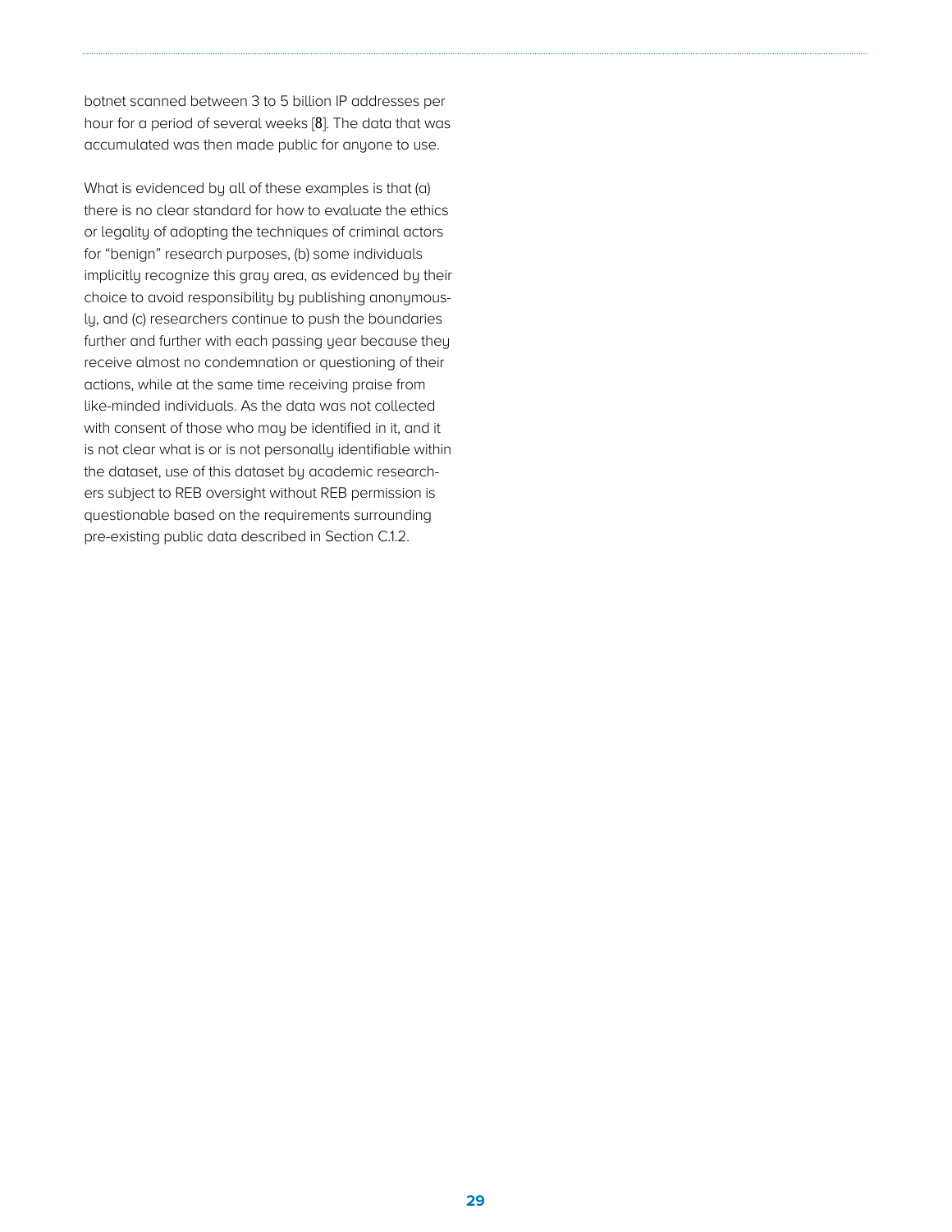botnet scanned between 3 to 5 billion IP addresses per hour for a period of several weeks [8]. The data that was accumulated was then made public for anyone to use.

What is evidenced by all of these examples is that (a) there is no clear standard for how to evaluate the ethics or legality of adopting the techniques of criminal actors for "benign" research purposes, (b) some individuals implicitly recognize this gray area, as evidenced by their choice to avoid responsibility by publishing anonymously, and (c) researchers continue to push the boundaries further and further with each passing year because they receive almost no condemnation or questioning of their actions, while at the same time receiving praise from like-minded individuals. As the data was not collected with consent of those who may be identified in it, and it is not clear what is or is not personally identifiable within the dataset, use of this dataset by academic researchers subject to REB oversight without REB permission is questionable based on the requirements surrounding pre-existing public data described in Section C.1.2.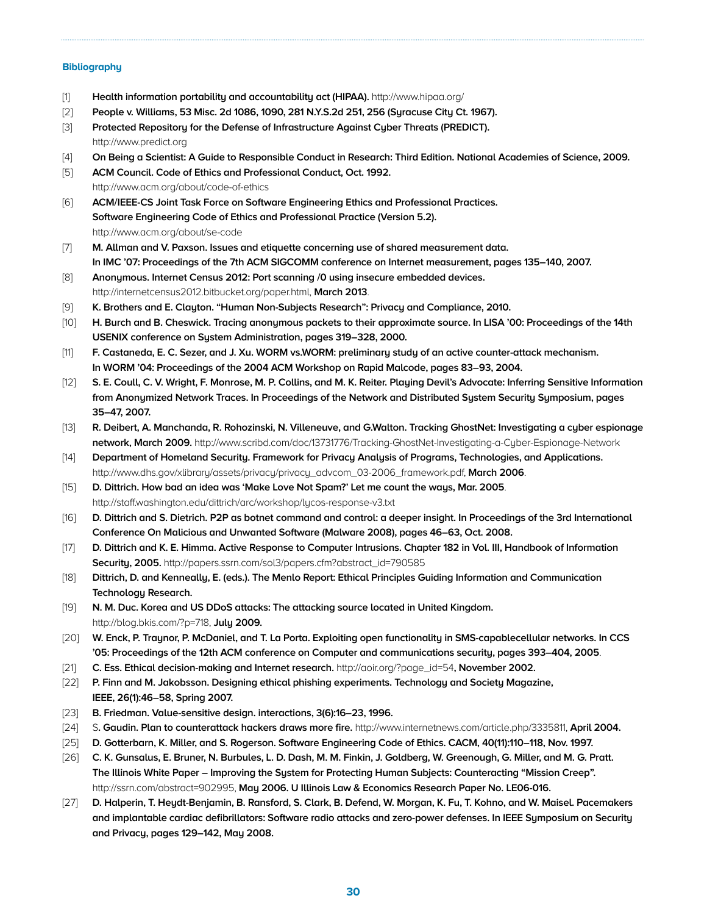### Bibliography

[1] **Health information portability and accountability act (HIPAA).** http://www.hipaa.org/

[2] **People v. Williams, 53 Misc. 2d 1086, 1090, 281 N.Y.S.2d 251, 256 (Syracuse City Ct. 1967).**

[3] **Protected Repository for the Defense of Infrastructure Against Cyber Threats (PREDICT).** http://www.predict.org

[4] **On Being a Scientist: A Guide to Responsible Conduct in Research: Third Edition. National Academies of Science, 2009.**

[5] **ACM Council. Code of Ethics and Professional Conduct, Oct. 1992.** http://www.acm.org/about/code-of-ethics

[6] **ACM/IEEE-CS Joint Task Force on Software Engineering Ethics and Professional Practices. Software Engineering Code of Ethics and Professional Practice (Version 5.2).** http://www.acm.org/about/se-code

[7] **M. Allman and V. Paxson. Issues and etiquette concerning use of shared measurement data. In IMC '07: Proceedings of the 7th ACM SIGCOMM conference on Internet measurement, pages 135–140, 2007.**

[8] **Anonymous. Internet Census 2012: Port scanning /0 using insecure embedded devices.** http://internetcensus2012.bitbucket.org/paper.html, **March 2013**.

[9] **K. Brothers and E. Clayton. "Human Non-Subjects Research": Privacy and Compliance, 2010.**

[10] **H. Burch and B. Cheswick. Tracing anonymous packets to their approximate source. In LISA '00: Proceedings of the 14th USENIX conference on System Administration, pages 319–328, 2000.**

[11] **F. Castaneda, E. C. Sezer, and J. Xu. WORM vs.WORM: preliminary study of an active counter-attack mechanism. In WORM '04: Proceedings of the 2004 ACM Workshop on Rapid Malcode, pages 83–93, 2004.**

[12] **S. E. Coull, C. V. Wright, F. Monrose, M. P. Collins, and M. K. Reiter. Playing Devil's Advocate: Inferring Sensitive Information from Anonymized Network Traces. In Proceedings of the Network and Distributed System Security Symposium, pages 35–47, 2007.**

[13] **R. Deibert, A. Manchanda, R. Rohozinski, N. Villeneuve, and G.Walton. Tracking GhostNet: Investigating a cyber espionage network, March 2009.** http://www.scribd.com/doc/13731776/Tracking-GhostNet-Investigating-a-Cyber-Espionage-Network

[14] **Department of Homeland Security. Framework for Privacy Analysis of Programs, Technologies, and Applications.** http://www.dhs.gov/xlibrary/assets/privacy/privacy_advcom_03-2006_framework.pdf, **March 2006**.

[15] **D. Dittrich. How bad an idea was 'Make Love Not Spam?' Let me count the ways, Mar. 2005**. http://staff.washington.edu/dittrich/arc/workshop/lycos-response-v3.txt

[16] **D. Dittrich and S. Dietrich. P2P as botnet command and control: a deeper insight. In Proceedings of the 3rd International Conference On Malicious and Unwanted Software (Malware 2008), pages 46–63, Oct. 2008.**

[17] **D. Dittrich and K. E. Himma. Active Response to Computer Intrusions. Chapter 182 in Vol. III, Handbook of Information Security, 2005.** http://papers.ssrn.com/sol3/papers.cfm?abstract_id=790585

[18] **Dittrich, D. and Kenneally, E. (eds.). The Menlo Report: Ethical Principles Guiding Information and Communication Technology Research.**

[19] **N. M. Duc. Korea and US DDoS attacks: The attacking source located in United Kingdom.** http://blog.bkis.com/?p=718, **July 2009.**

[20] **W. Enck, P. Traynor, P. McDaniel, and T. La Porta. Exploiting open functionality in SMS-capablecellular networks. In CCS '05: Proceedings of the 12th ACM conference on Computer and communications security, pages 393–404, 2005**.

[21] **C. Ess. Ethical decision-making and Internet research.** http://aoir.org/?page_id=54**, November 2002.**

[22] **P. Finn and M. Jakobsson. Designing ethical phishing experiments. Technology and Society Magazine, IEEE, 26(1):46–58, Spring 2007.**

[23] **B. Friedman. Value-sensitive design. interactions, 3(6):16–23, 1996.**

[24] S**. Gaudin. Plan to counterattack hackers draws more fire.** http://www.internetnews.com/article.php/3335811, **April 2004.**

[25] **D. Gotterbarn, K. Miller, and S. Rogerson. Software Engineering Code of Ethics. CACM, 40(11):110–118, Nov. 1997.**

[26] **C. K. Gunsalus, E. Bruner, N. Burbules, L. D. Dash, M. M. Finkin, J. Goldberg, W. Greenough, G. Miller, and M. G. Pratt. The Illinois White Paper – Improving the System for Protecting Human Subjects: Counteracting "Mission Creep".** http://ssrn.com/abstract=902995, **May 2006. U Illinois Law & Economics Research Paper No. LE06-016.**

[27] **D. Halperin, T. Heydt-Benjamin, B. Ransford, S. Clark, B. Defend, W. Morgan, K. Fu, T. Kohno, and W. Maisel. Pacemakers and implantable cardiac defibrillators: Software radio attacks and zero-power defenses. In IEEE Symposium on Security and Privacy, pages 129–142, May 2008.**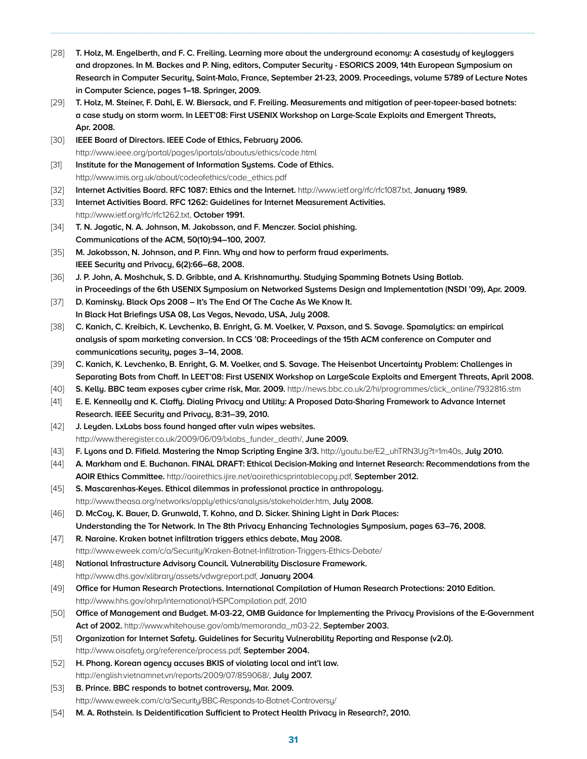[28] **T. Holz, M. Engelberth, and F. C. Freiling. Learning more about the underground economy: A casestudy of keyloggers and dropzones. In M. Backes and P. Ning, editors, Computer Security - ESORICS 2009, 14th European Symposium on Research in Computer Security, Saint-Malo, France, September 21-23, 2009. Proceedings, volume 5789 of Lecture Notes in Computer Science, pages 1–18. Springer, 2009.**

[29] **T. Holz, M. Steiner, F. Dahl, E. W. Biersack, and F. Freiling. Measurements and mitigation of peer-topeer-based botnets: a case study on storm worm. In LEET'08: First USENIX Workshop on Large-Scale Exploits and Emergent Threats, Apr. 2008.**

[30] **IEEE Board of Directors. IEEE Code of Ethics, February 2006.** http://www.ieee.org/portal/pages/iportals/aboutus/ethics/code.html

[31] **Institute for the Management of Information Systems. Code of Ethics.** http://www.imis.org.uk/about/codeofethics/code_ethics.pdf

[32] **Internet Activities Board. RFC 1087: Ethics and the Internet.** http://www.ietf.org/rfc/rfc1087.txt, **January 1989.**

[33] **Internet Activities Board. RFC 1262: Guidelines for Internet Measurement Activities.** http://www.ietf.org/rfc/rfc1262.txt, **October 1991.**

[34] **T. N. Jagatic, N. A. Johnson, M. Jakobsson, and F. Menczer. Social phishing. Communications of the ACM, 50(10):94–100, 2007.**

[35] **M. Jakobsson, N. Johnson, and P. Finn. Why and how to perform fraud experiments. IEEE Security and Privacy, 6(2):66–68, 2008.**

[36] **J. P. John, A. Moshchuk, S. D. Gribble, and A. Krishnamurthy. Studying Spamming Botnets Using Botlab. in Proceedings of the 6th USENIX Symposium on Networked Systems Design and Implementation (NSDI '09), Apr. 2009.**

[37] **D. Kaminsky. Black Ops 2008 – It's The End Of The Cache As We Know It. In Black Hat Briefings USA 08, Las Vegas, Nevada, USA, July 2008.**

[38] **C. Kanich, C. Kreibich, K. Levchenko, B. Enright, G. M. Voelker, V. Paxson, and S. Savage. Spamalytics: an empirical analysis of spam marketing conversion. In CCS '08: Proceedings of the 15th ACM conference on Computer and communications security, pages 3–14, 2008.**

[39] **C. Kanich, K. Levchenko, B. Enright, G. M. Voelker, and S. Savage. The Heisenbot Uncertainty Problem: Challenges in Separating Bots from Chaff. In LEET'08: First USENIX Workshop on LargeScale Exploits and Emergent Threats, April 2008.**

[40] **S. Kelly. BBC team exposes cyber crime risk, Mar. 2009.** http://news.bbc.co.uk/2/hi/programmes/click_online/7932816.stm

[41] **E. E. Kenneally and K. Claffy. Dialing Privacy and Utility: A Proposed Data-Sharing Framework to Advance Internet Research. IEEE Security and Privacy, 8:31–39, 2010.**

[42] **J. Leyden. LxLabs boss found hanged after vuln wipes websites.** http://www.theregister.co.uk/2009/06/09/lxlabs_funder_death/, **June 2009.**

[43] **F. Lyons and D. Fifield. Mastering the Nmap Scripting Engine 3/3.** http://youtu.be/E2_uhTRN3Ug?t=1m40s, **July 2010.**

[44] **A. Markham and E. Buchanan. FINAL DRAFT: Ethical Decision-Making and Internet Research: Recommendations from the AOIR Ethics Committee.** http://aoirethics.ijire.net/aoirethicsprintablecopy.pdf, **September 2012.**

[45] **S. Mascarenhas-Keyes. Ethical dilemmas in professional practice in anthropology.** http://www.theasa.org/networks/apply/ethics/analysis/stakeholder.htm, **July 2008.**

[46] **D. McCoy, K. Bauer, D. Grunwald, T. Kohno, and D. Sicker. Shining Light in Dark Places: Understanding the Tor Network. In The 8th Privacy Enhancing Technologies Symposium, pages 63–76, 2008.**

[47] **R. Naraine. Kraken botnet infiltration triggers ethics debate, May 2008.** http://www.eweek.com/c/a/Security/Kraken-Botnet-Infiltration-Triggers-Ethics-Debate/

[48] **National Infrastructure Advisory Council. Vulnerability Disclosure Framework.** http://www.dhs.gov/xlibrary/assets/vdwgreport.pdf, **January 2004**.

[49] **Office for Human Research Protections. International Compilation of Human Research Protections: 2010 Edition.** http://www.hhs.gov/ohrp/international/HSPCompilation.pdf, 2010

[50] **Office of Management and Budget. M-03-22, OMB Guidance for Implementing the Privacy Provisions of the E-Government Act of 2002.** http://www.whitehouse.gov/omb/memoranda_m03-22, **September 2003.**

[51] **Organization for Internet Safety. Guidelines for Security Vulnerability Reporting and Response (v2.0).** http://www.oisafety.org/reference/process.pdf, **September 2004.**

[52] **H. Phong. Korean agency accuses BKIS of violating local and int'l law.** http://english.vietnamnet.vn/reports/2009/07/859068/, **July 2007.**

[53] **B. Prince. BBC responds to botnet controversy, Mar. 2009.** http://www.eweek.com/c/a/Security/BBC-Responds-to-Botnet-Controversy/

[54] **M. A. Rothstein. Is Deidentification Sufficient to Protect Health Privacy in Research?, 2010.**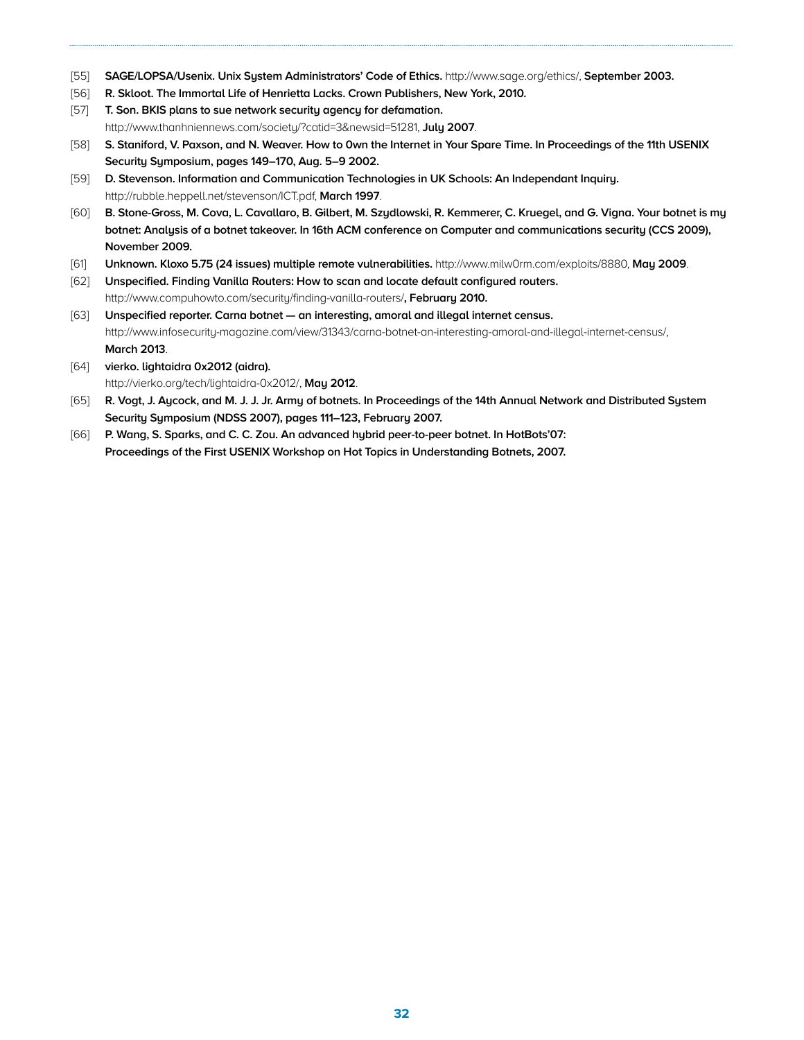[55] **SAGE/LOPSA/Usenix. Unix System Administrators' Code of Ethics.** http://www.sage.org/ethics/, **September 2003.**

[56] **R. Skloot. The Immortal Life of Henrietta Lacks. Crown Publishers, New York, 2010.**

[57] **T. Son. BKIS plans to sue network security agency for defamation.** http://www.thanhniennews.com/society/?catid=3&newsid=51281, **July 2007**.

[58] **S. Staniford, V. Paxson, and N. Weaver. How to 0wn the Internet in Your Spare Time. In Proceedings of the 11th USENIX Security Symposium, pages 149–170, Aug. 5–9 2002.**

[59] **D. Stevenson. Information and Communication Technologies in UK Schools: An Independant Inquiry.** http://rubble.heppell.net/stevenson/ICT.pdf, **March 1997**.

[60] **B. Stone-Gross, M. Cova, L. Cavallaro, B. Gilbert, M. Szydlowski, R. Kemmerer, C. Kruegel, and G. Vigna. Your botnet is my botnet: Analysis of a botnet takeover. In 16th ACM conference on Computer and communications security (CCS 2009), November 2009.**

[61] **Unknown. Kloxo 5.75 (24 issues) multiple remote vulnerabilities.** http://www.milw0rm.com/exploits/8880, **May 2009**.

[62] **Unspecified. Finding Vanilla Routers: How to scan and locate default configured routers.** http://www.compuhowto.com/security/finding-vanilla-routers/**, February 2010.**

[63] **Unspecified reporter. Carna botnet — an interesting, amoral and illegal internet census.** http://www.infosecurity-magazine.com/view/31343/carna-botnet-an-interesting-amoral-and-illegal-internet-census/, **March 2013**.

[64] **vierko. lightaidra 0x2012 (aidra).** http://vierko.org/tech/lightaidra-0x2012/, **May 2012**.

[65] **R. Vogt, J. Aycock, and M. J. J. Jr. Army of botnets. In Proceedings of the 14th Annual Network and Distributed System Security Symposium (NDSS 2007), pages 111–123, February 2007.**

[66] **P. Wang, S. Sparks, and C. C. Zou. An advanced hybrid peer-to-peer botnet. In HotBots'07: Proceedings of the First USENIX Workshop on Hot Topics in Understanding Botnets, 2007.**